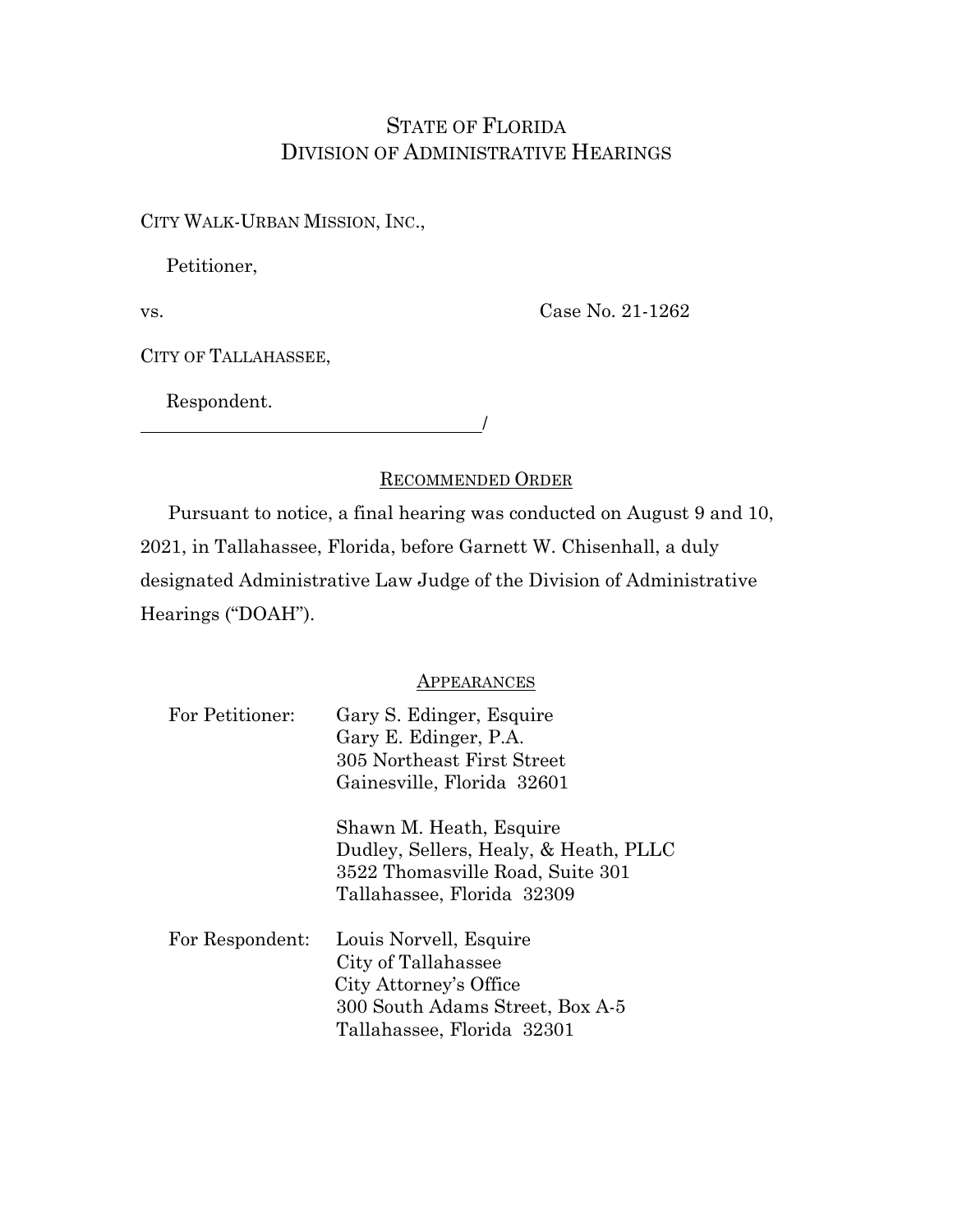# STATE OF FLORIDA
# DIVISION OF ADMINISTRATIVE HEARINGS

CITY WALK-URBAN MISSION, INC.,

Petitioner,

vs. Case No. 21-1262

CITY OF TALLAHASSEE,

Respondent.

_______________________________________/

## RECOMMENDED ORDER

Pursuant to notice, a final hearing was conducted on August 9 and 10, 2021, in Tallahassee, Florida, before Garnett W. Chisenhall, a duly designated Administrative Law Judge of the Division of Administrative Hearings ("DOAH").

## APPEARANCES

For Petitioner: Gary S. Edinger, Esquire
Gary E. Edinger, P.A.
305 Northeast First Street
Gainesville, Florida 32601

Shawn M. Heath, Esquire
Dudley, Sellers, Healy, & Heath, PLLC
3522 Thomasville Road, Suite 301
Tallahassee, Florida 32309

For Respondent: Louis Norvell, Esquire
City of Tallahassee
City Attorney's Office
300 South Adams Street, Box A-5
Tallahassee, Florida 32301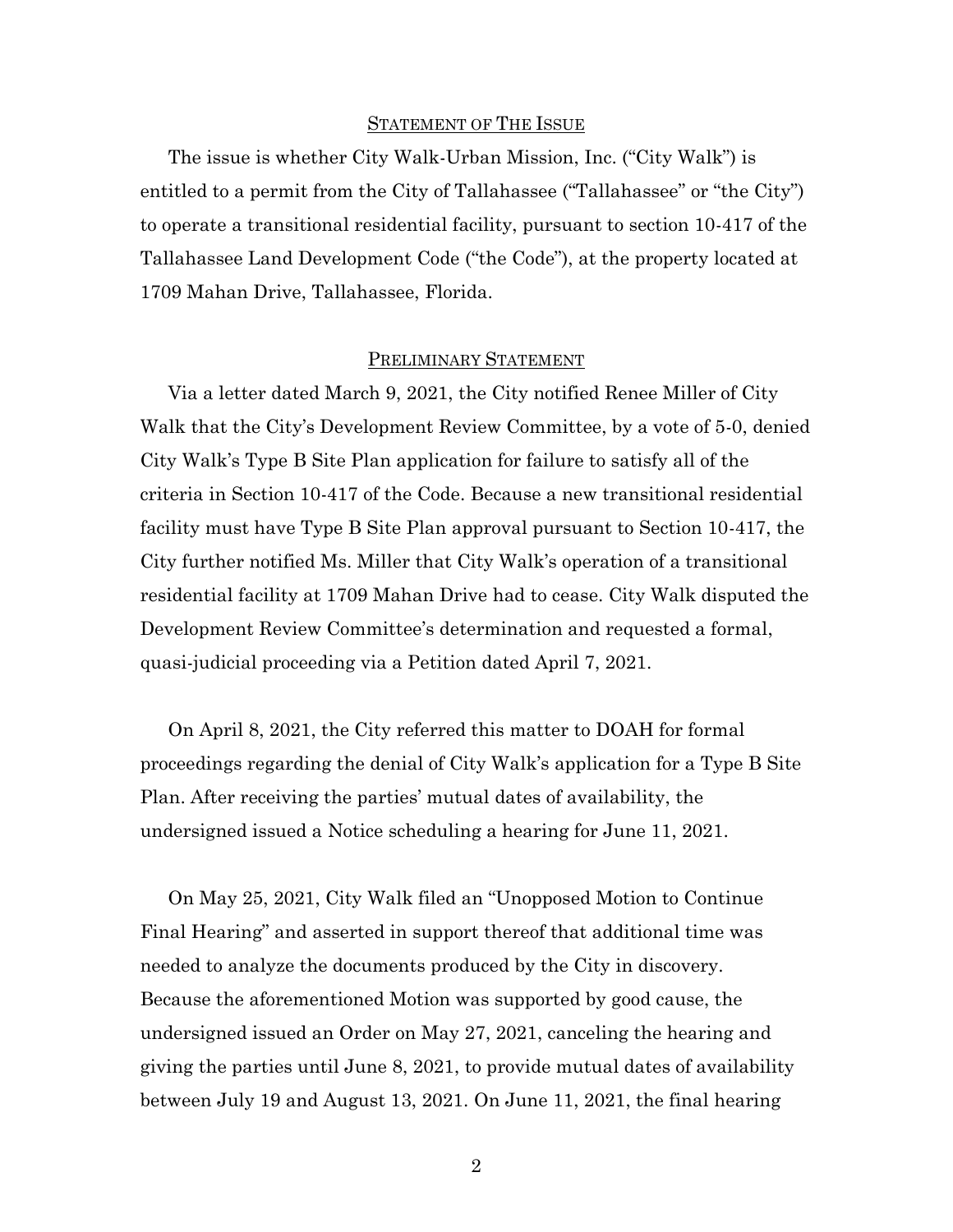## STATEMENT OF THE ISSUE

The issue is whether City Walk-Urban Mission, Inc. ("City Walk") is entitled to a permit from the City of Tallahassee ("Tallahassee" or "the City") to operate a transitional residential facility, pursuant to section 10-417 of the Tallahassee Land Development Code ("the Code"), at the property located at 1709 Mahan Drive, Tallahassee, Florida.

## PRELIMINARY STATEMENT

Via a letter dated March 9, 2021, the City notified Renee Miller of City Walk that the City's Development Review Committee, by a vote of 5-0, denied City Walk's Type B Site Plan application for failure to satisfy all of the criteria in Section 10-417 of the Code. Because a new transitional residential facility must have Type B Site Plan approval pursuant to Section 10-417, the City further notified Ms. Miller that City Walk's operation of a transitional residential facility at 1709 Mahan Drive had to cease. City Walk disputed the Development Review Committee's determination and requested a formal, quasi-judicial proceeding via a Petition dated April 7, 2021.

On April 8, 2021, the City referred this matter to DOAH for formal proceedings regarding the denial of City Walk's application for a Type B Site Plan. After receiving the parties' mutual dates of availability, the undersigned issued a Notice scheduling a hearing for June 11, 2021.

On May 25, 2021, City Walk filed an "Unopposed Motion to Continue Final Hearing" and asserted in support thereof that additional time was needed to analyze the documents produced by the City in discovery. Because the aforementioned Motion was supported by good cause, the undersigned issued an Order on May 27, 2021, canceling the hearing and giving the parties until June 8, 2021, to provide mutual dates of availability between July 19 and August 13, 2021. On June 11, 2021, the final hearing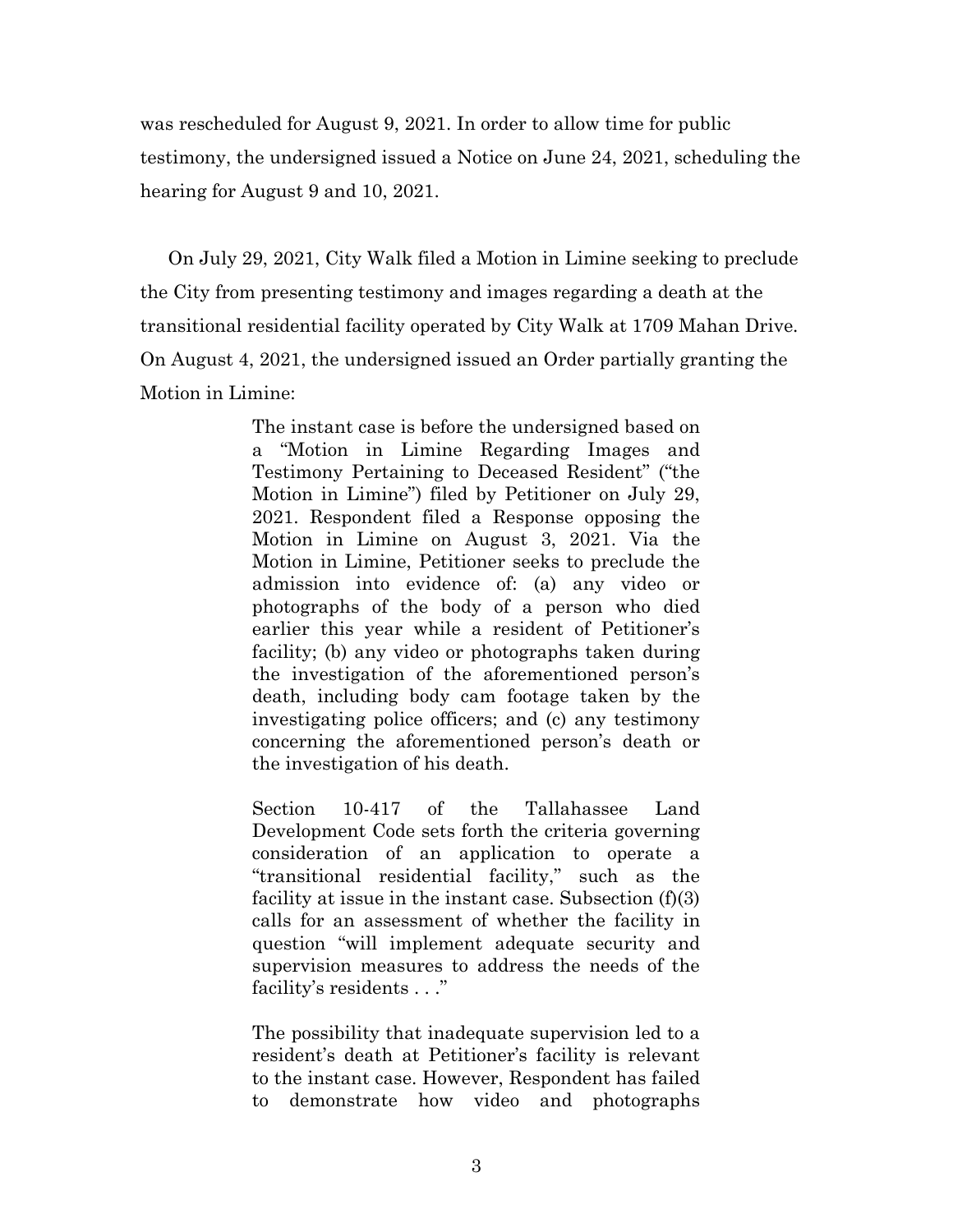was rescheduled for August 9, 2021. In order to allow time for public testimony, the undersigned issued a Notice on June 24, 2021, scheduling the hearing for August 9 and 10, 2021.

On July 29, 2021, City Walk filed a Motion in Limine seeking to preclude the City from presenting testimony and images regarding a death at the transitional residential facility operated by City Walk at 1709 Mahan Drive. On August 4, 2021, the undersigned issued an Order partially granting the Motion in Limine:

> The instant case is before the undersigned based on a "Motion in Limine Regarding Images and Testimony Pertaining to Deceased Resident" ("the Motion in Limine") filed by Petitioner on July 29, 2021. Respondent filed a Response opposing the Motion in Limine on August 3, 2021. Via the Motion in Limine, Petitioner seeks to preclude the admission into evidence of: (a) any video or photographs of the body of a person who died earlier this year while a resident of Petitioner's facility; (b) any video or photographs taken during the investigation of the aforementioned person's death, including body cam footage taken by the investigating police officers; and (c) any testimony concerning the aforementioned person's death or the investigation of his death.
>
> Section 10-417 of the Tallahassee Land Development Code sets forth the criteria governing consideration of an application to operate a "transitional residential facility," such as the facility at issue in the instant case. Subsection (f)(3) calls for an assessment of whether the facility in question "will implement adequate security and supervision measures to address the needs of the facility's residents . . ."
>
> The possibility that inadequate supervision led to a resident's death at Petitioner's facility is relevant to the instant case. However, Respondent has failed to demonstrate how video and photographs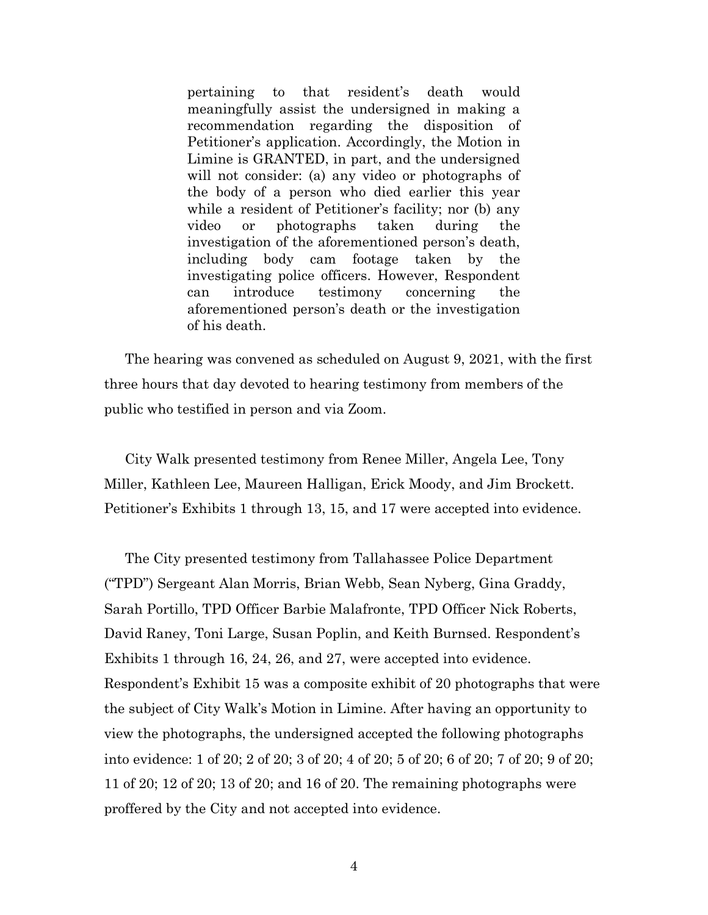> pertaining to that resident's death would meaningfully assist the undersigned in making a recommendation regarding the disposition of Petitioner's application. Accordingly, the Motion in Limine is GRANTED, in part, and the undersigned will not consider: (a) any video or photographs of the body of a person who died earlier this year while a resident of Petitioner's facility; nor (b) any video or photographs taken during the investigation of the aforementioned person's death, including body cam footage taken by the investigating police officers. However, Respondent can introduce testimony concerning the aforementioned person's death or the investigation of his death.

The hearing was convened as scheduled on August 9, 2021, with the first three hours that day devoted to hearing testimony from members of the public who testified in person and via Zoom.

City Walk presented testimony from Renee Miller, Angela Lee, Tony Miller, Kathleen Lee, Maureen Halligan, Erick Moody, and Jim Brockett. Petitioner's Exhibits 1 through 13, 15, and 17 were accepted into evidence.

The City presented testimony from Tallahassee Police Department ("TPD") Sergeant Alan Morris, Brian Webb, Sean Nyberg, Gina Graddy, Sarah Portillo, TPD Officer Barbie Malafronte, TPD Officer Nick Roberts, David Raney, Toni Large, Susan Poplin, and Keith Burnsed. Respondent's Exhibits 1 through 16, 24, 26, and 27, were accepted into evidence. Respondent's Exhibit 15 was a composite exhibit of 20 photographs that were the subject of City Walk's Motion in Limine. After having an opportunity to view the photographs, the undersigned accepted the following photographs into evidence: 1 of 20; 2 of 20; 3 of 20; 4 of 20; 5 of 20; 6 of 20; 7 of 20; 9 of 20; 11 of 20; 12 of 20; 13 of 20; and 16 of 20. The remaining photographs were proffered by the City and not accepted into evidence.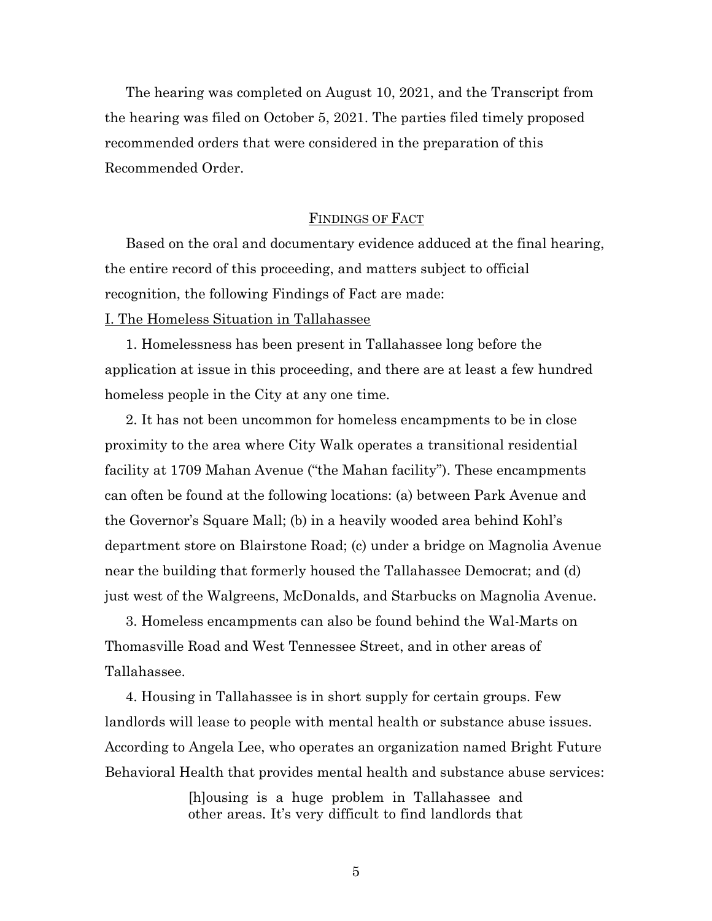The hearing was completed on August 10, 2021, and the Transcript from the hearing was filed on October 5, 2021. The parties filed timely proposed recommended orders that were considered in the preparation of this Recommended Order.

## FINDINGS OF FACT

Based on the oral and documentary evidence adduced at the final hearing, the entire record of this proceeding, and matters subject to official recognition, the following Findings of Fact are made:

### I. The Homeless Situation in Tallahassee

1. Homelessness has been present in Tallahassee long before the application at issue in this proceeding, and there are at least a few hundred homeless people in the City at any one time.

2. It has not been uncommon for homeless encampments to be in close proximity to the area where City Walk operates a transitional residential facility at 1709 Mahan Avenue ("the Mahan facility"). These encampments can often be found at the following locations: (a) between Park Avenue and the Governor's Square Mall; (b) in a heavily wooded area behind Kohl's department store on Blairstone Road; (c) under a bridge on Magnolia Avenue near the building that formerly housed the Tallahassee Democrat; and (d) just west of the Walgreens, McDonalds, and Starbucks on Magnolia Avenue.

3. Homeless encampments can also be found behind the Wal-Marts on Thomasville Road and West Tennessee Street, and in other areas of Tallahassee.

4. Housing in Tallahassee is in short supply for certain groups. Few landlords will lease to people with mental health or substance abuse issues. According to Angela Lee, who operates an organization named Bright Future Behavioral Health that provides mental health and substance abuse services:

> [h]ousing is a huge problem in Tallahassee and other areas. It's very difficult to find landlords that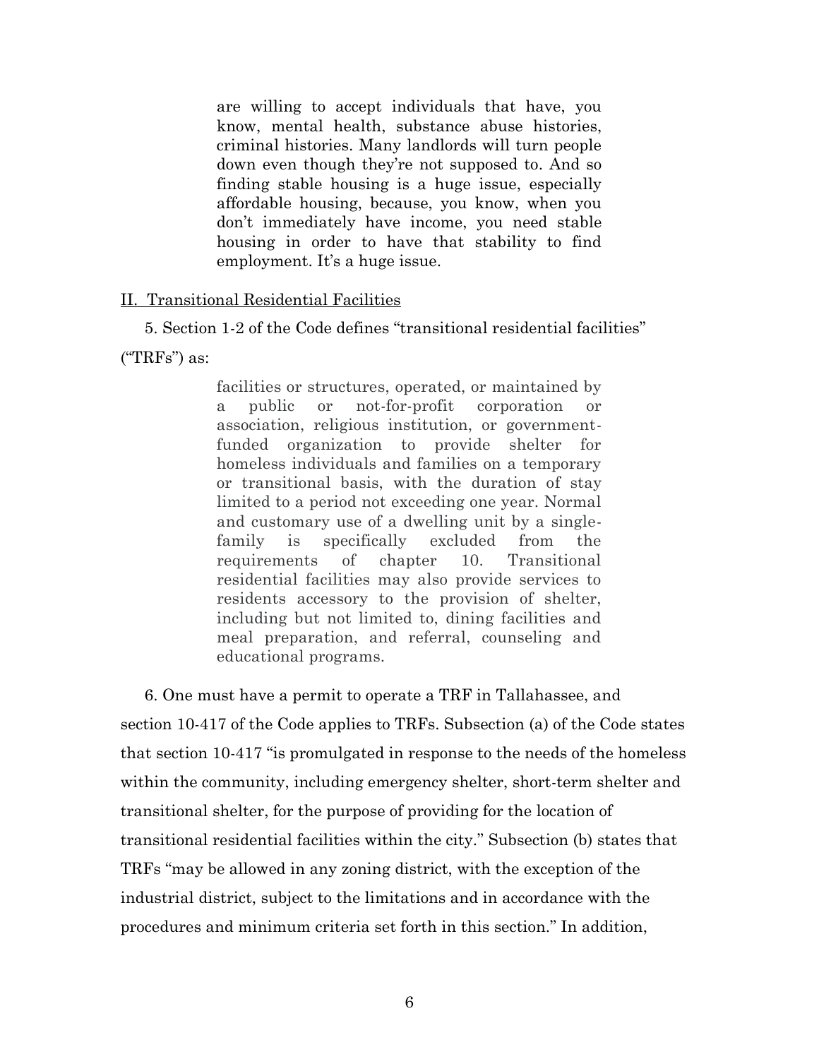> are willing to accept individuals that have, you know, mental health, substance abuse histories, criminal histories. Many landlords will turn people down even though they're not supposed to. And so finding stable housing is a huge issue, especially affordable housing, because, you know, when you don't immediately have income, you need stable housing in order to have that stability to find employment. It's a huge issue.

## II. Transitional Residential Facilities

5. Section 1-2 of the Code defines "transitional residential facilities" ("TRFs") as:

> facilities or structures, operated, or maintained by a public or not-for-profit corporation or association, religious institution, or government-funded organization to provide shelter for homeless individuals and families on a temporary or transitional basis, with the duration of stay limited to a period not exceeding one year. Normal and customary use of a dwelling unit by a single-family is specifically excluded from the requirements of chapter 10. Transitional residential facilities may also provide services to residents accessory to the provision of shelter, including but not limited to, dining facilities and meal preparation, and referral, counseling and educational programs.

6. One must have a permit to operate a TRF in Tallahassee, and section 10-417 of the Code applies to TRFs. Subsection (a) of the Code states that section 10-417 "is promulgated in response to the needs of the homeless within the community, including emergency shelter, short-term shelter and transitional shelter, for the purpose of providing for the location of transitional residential facilities within the city." Subsection (b) states that TRFs "may be allowed in any zoning district, with the exception of the industrial district, subject to the limitations and in accordance with the procedures and minimum criteria set forth in this section." In addition,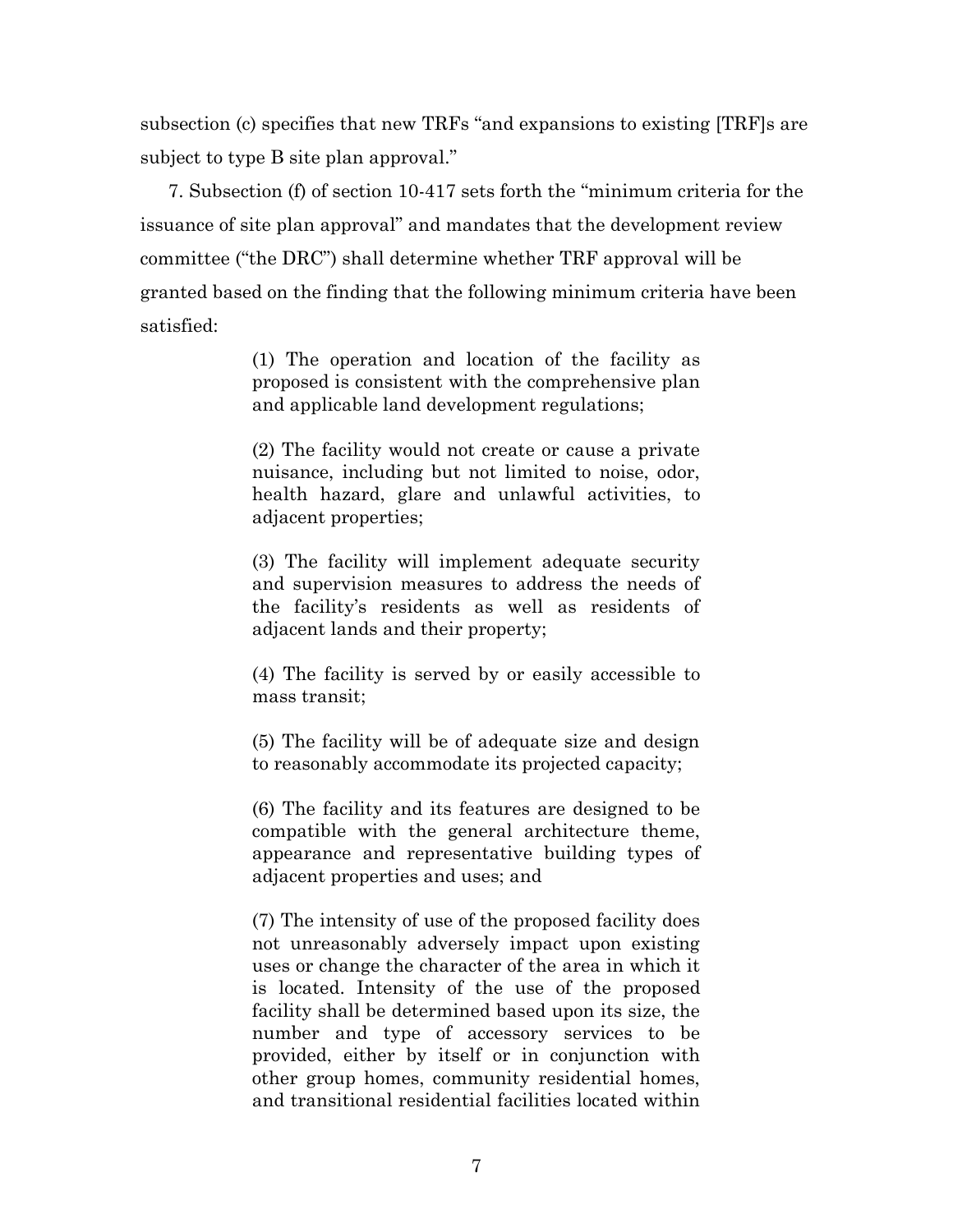subsection (c) specifies that new TRFs "and expansions to existing [TRF]s are subject to type B site plan approval."

7. Subsection (f) of section 10-417 sets forth the "minimum criteria for the issuance of site plan approval" and mandates that the development review committee ("the DRC") shall determine whether TRF approval will be granted based on the finding that the following minimum criteria have been satisfied:

> (1) The operation and location of the facility as proposed is consistent with the comprehensive plan and applicable land development regulations;
>
> (2) The facility would not create or cause a private nuisance, including but not limited to noise, odor, health hazard, glare and unlawful activities, to adjacent properties;
>
> (3) The facility will implement adequate security and supervision measures to address the needs of the facility's residents as well as residents of adjacent lands and their property;
>
> (4) The facility is served by or easily accessible to mass transit;
>
> (5) The facility will be of adequate size and design to reasonably accommodate its projected capacity;
>
> (6) The facility and its features are designed to be compatible with the general architecture theme, appearance and representative building types of adjacent properties and uses; and
>
> (7) The intensity of use of the proposed facility does not unreasonably adversely impact upon existing uses or change the character of the area in which it is located. Intensity of the use of the proposed facility shall be determined based upon its size, the number and type of accessory services to be provided, either by itself or in conjunction with other group homes, community residential homes, and transitional residential facilities located within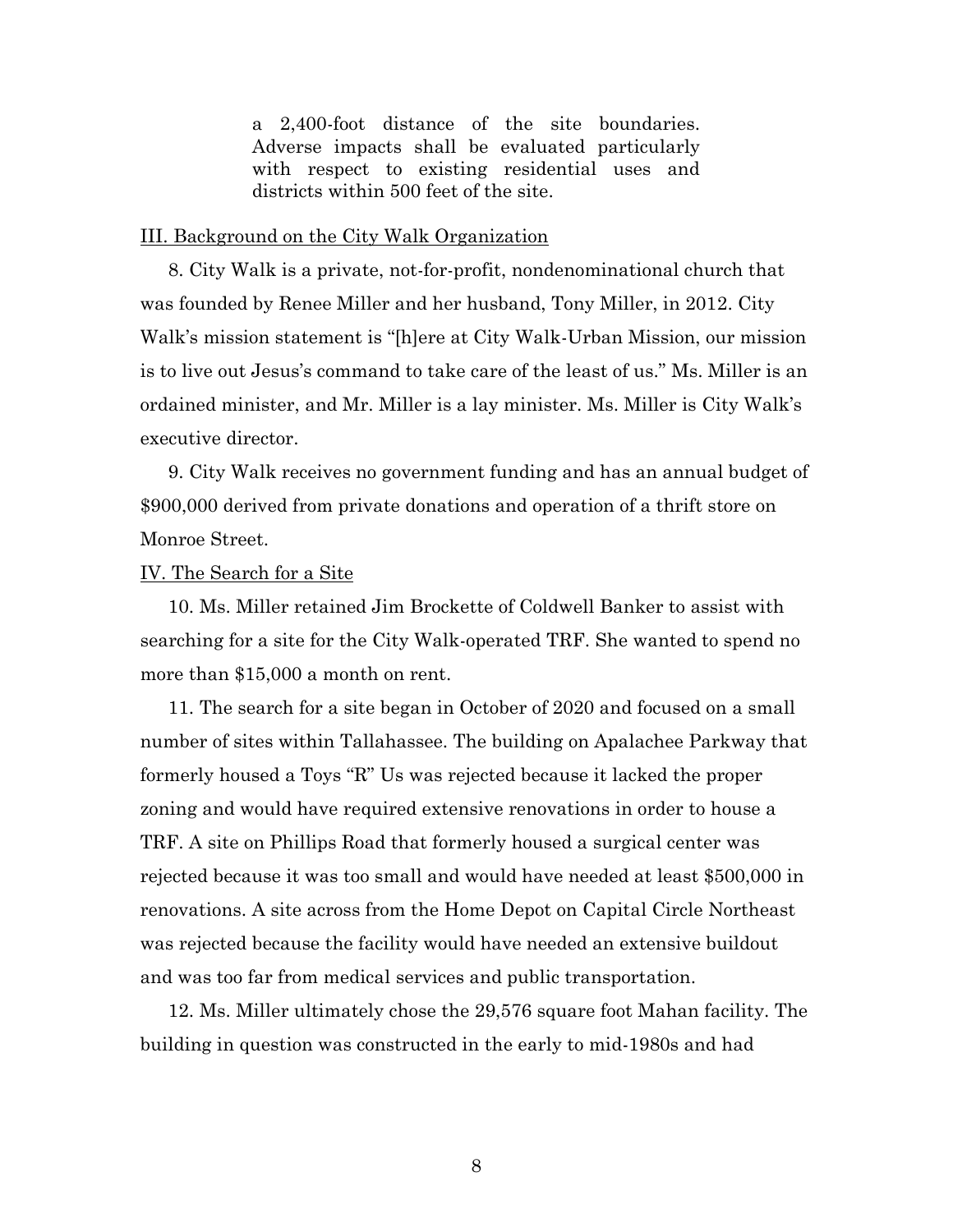> a 2,400-foot distance of the site boundaries. Adverse impacts shall be evaluated particularly with respect to existing residential uses and districts within 500 feet of the site.

III. Background on the City Walk Organization

8. City Walk is a private, not-for-profit, nondenominational church that was founded by Renee Miller and her husband, Tony Miller, in 2012. City Walk's mission statement is "[h]ere at City Walk-Urban Mission, our mission is to live out Jesus's command to take care of the least of us." Ms. Miller is an ordained minister, and Mr. Miller is a lay minister. Ms. Miller is City Walk's executive director.

9. City Walk receives no government funding and has an annual budget of $900,000 derived from private donations and operation of a thrift store on Monroe Street.

IV. The Search for a Site

10. Ms. Miller retained Jim Brockette of Coldwell Banker to assist with searching for a site for the City Walk-operated TRF. She wanted to spend no more than $15,000 a month on rent.

11. The search for a site began in October of 2020 and focused on a small number of sites within Tallahassee. The building on Apalachee Parkway that formerly housed a Toys "R" Us was rejected because it lacked the proper zoning and would have required extensive renovations in order to house a TRF. A site on Phillips Road that formerly housed a surgical center was rejected because it was too small and would have needed at least $500,000 in renovations. A site across from the Home Depot on Capital Circle Northeast was rejected because the facility would have needed an extensive buildout and was too far from medical services and public transportation.

12. Ms. Miller ultimately chose the 29,576 square foot Mahan facility. The building in question was constructed in the early to mid-1980s and had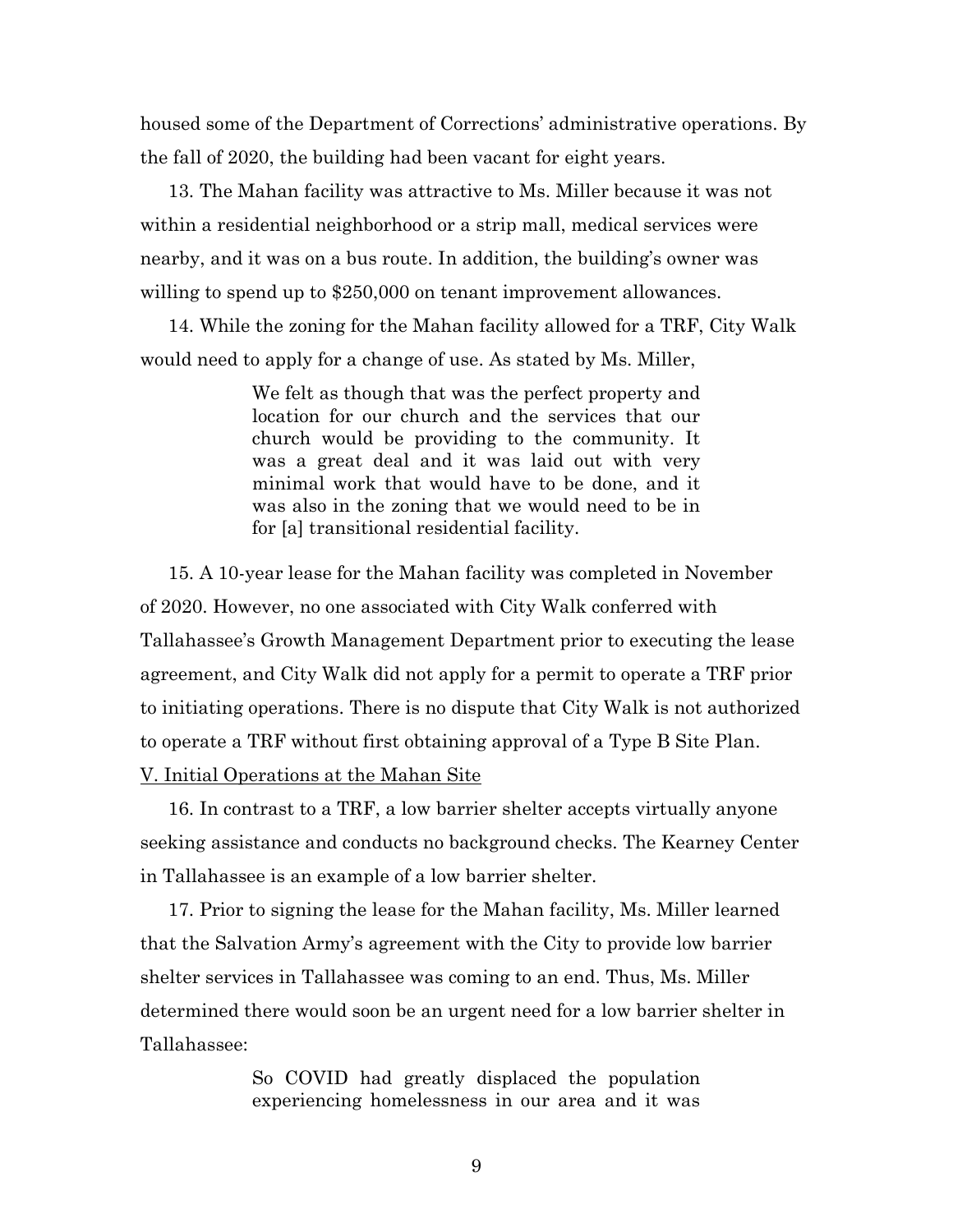housed some of the Department of Corrections' administrative operations. By the fall of 2020, the building had been vacant for eight years.

13. The Mahan facility was attractive to Ms. Miller because it was not within a residential neighborhood or a strip mall, medical services were nearby, and it was on a bus route. In addition, the building's owner was willing to spend up to $250,000 on tenant improvement allowances.

14. While the zoning for the Mahan facility allowed for a TRF, City Walk would need to apply for a change of use. As stated by Ms. Miller,

> We felt as though that was the perfect property and location for our church and the services that our church would be providing to the community. It was a great deal and it was laid out with very minimal work that would have to be done, and it was also in the zoning that we would need to be in for [a] transitional residential facility.

15. A 10-year lease for the Mahan facility was completed in November of 2020. However, no one associated with City Walk conferred with Tallahassee's Growth Management Department prior to executing the lease agreement, and City Walk did not apply for a permit to operate a TRF prior to initiating operations. There is no dispute that City Walk is not authorized to operate a TRF without first obtaining approval of a Type B Site Plan.

<u>V. Initial Operations at the Mahan Site</u>

16. In contrast to a TRF, a low barrier shelter accepts virtually anyone seeking assistance and conducts no background checks. The Kearney Center in Tallahassee is an example of a low barrier shelter.

17. Prior to signing the lease for the Mahan facility, Ms. Miller learned that the Salvation Army's agreement with the City to provide low barrier shelter services in Tallahassee was coming to an end. Thus, Ms. Miller determined there would soon be an urgent need for a low barrier shelter in Tallahassee:

> So COVID had greatly displaced the population experiencing homelessness in our area and it was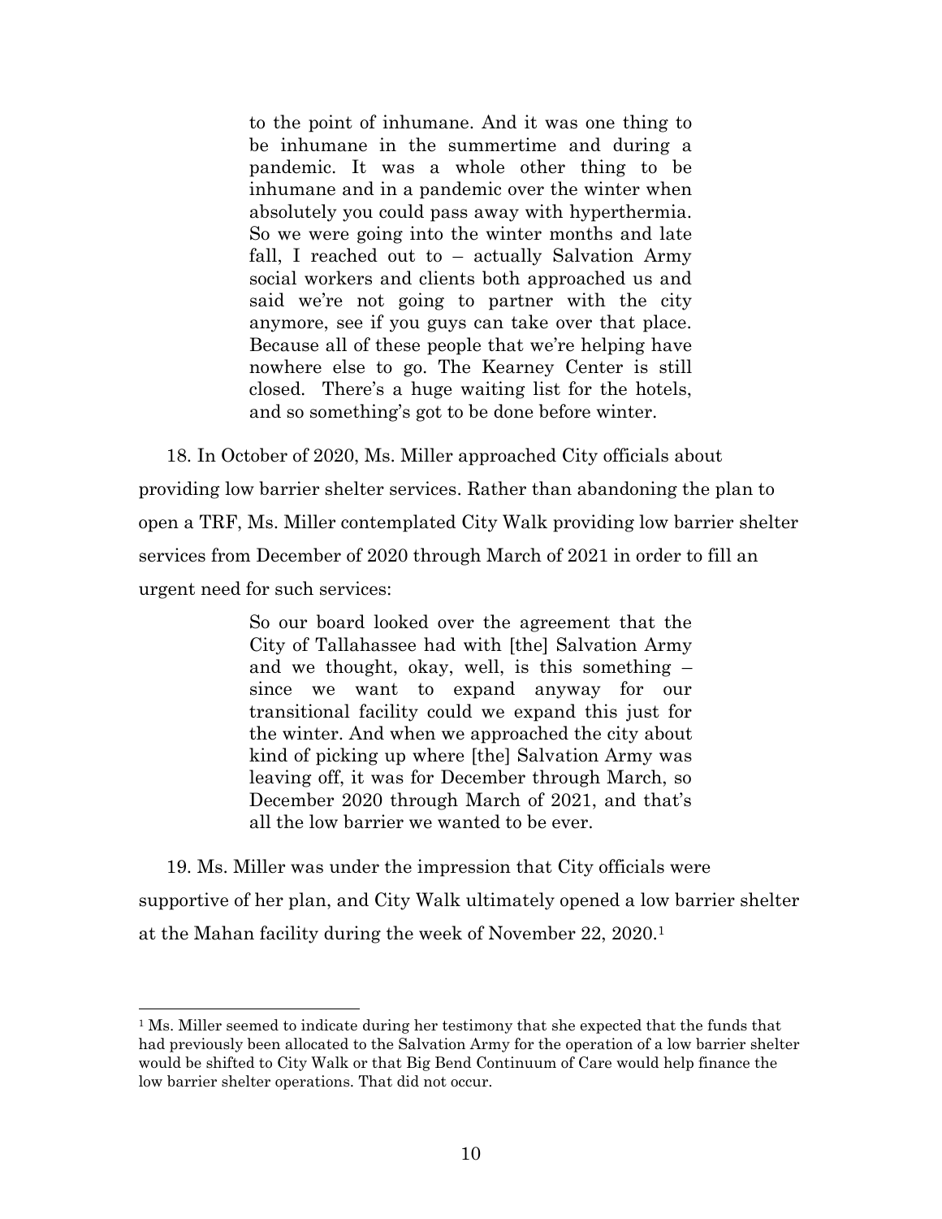> to the point of inhumane. And it was one thing to be inhumane in the summertime and during a pandemic. It was a whole other thing to be inhumane and in a pandemic over the winter when absolutely you could pass away with hyperthermia. So we were going into the winter months and late fall, I reached out to – actually Salvation Army social workers and clients both approached us and said we're not going to partner with the city anymore, see if you guys can take over that place. Because all of these people that we're helping have nowhere else to go. The Kearney Center is still closed. There's a huge waiting list for the hotels, and so something's got to be done before winter.

18. In October of 2020, Ms. Miller approached City officials about providing low barrier shelter services. Rather than abandoning the plan to open a TRF, Ms. Miller contemplated City Walk providing low barrier shelter services from December of 2020 through March of 2021 in order to fill an urgent need for such services:

> So our board looked over the agreement that the City of Tallahassee had with [the] Salvation Army and we thought, okay, well, is this something – since we want to expand anyway for our transitional facility could we expand this just for the winter. And when we approached the city about kind of picking up where [the] Salvation Army was leaving off, it was for December through March, so December 2020 through March of 2021, and that's all the low barrier we wanted to be ever.

19. Ms. Miller was under the impression that City officials were supportive of her plan, and City Walk ultimately opened a low barrier shelter at the Mahan facility during the week of November 22, 2020.[1]

---

[1] Ms. Miller seemed to indicate during her testimony that she expected that the funds that had previously been allocated to the Salvation Army for the operation of a low barrier shelter would be shifted to City Walk or that Big Bend Continuum of Care would help finance the low barrier shelter operations. That did not occur.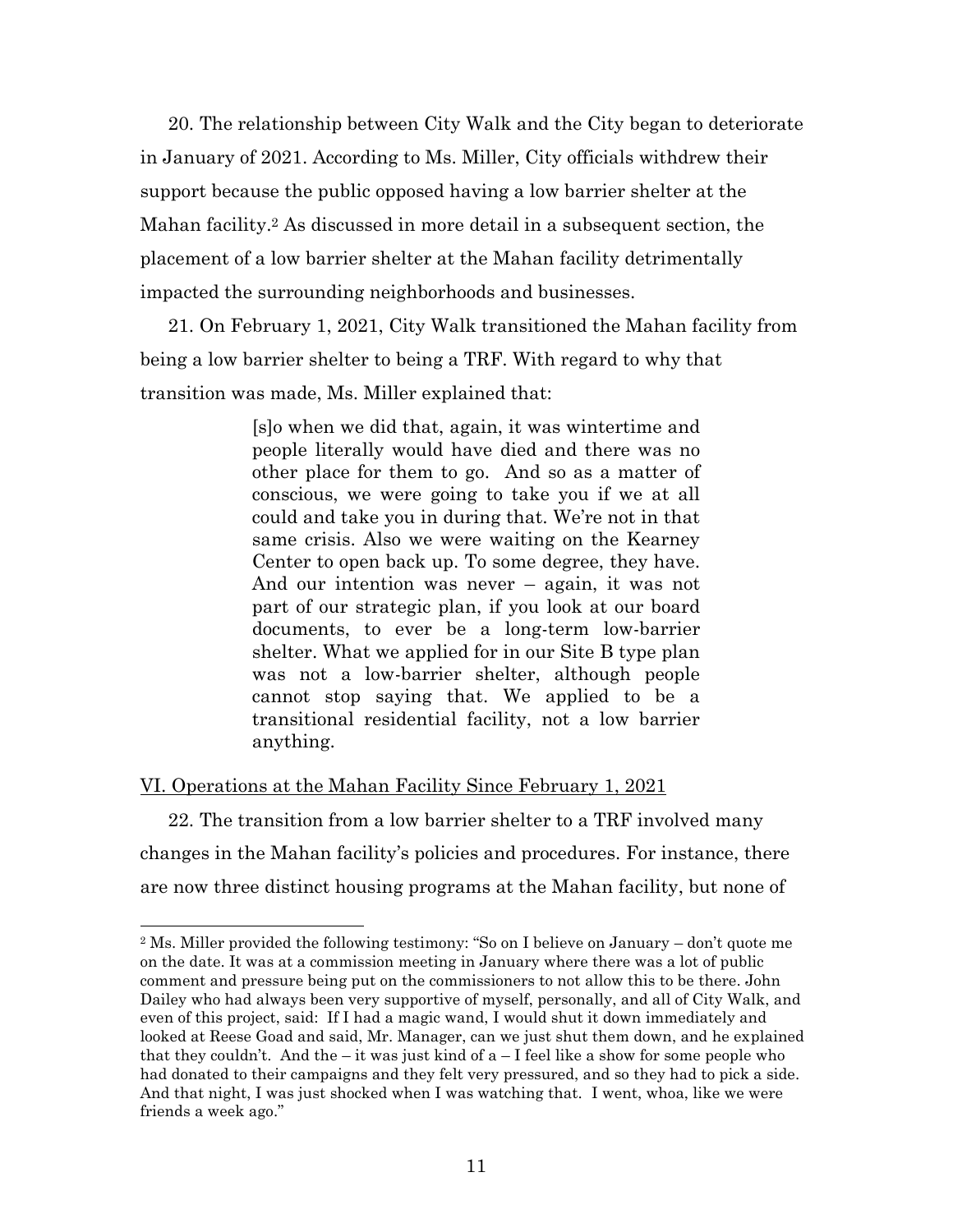20. The relationship between City Walk and the City began to deteriorate in January of 2021. According to Ms. Miller, City officials withdrew their support because the public opposed having a low barrier shelter at the Mahan facility.[2] As discussed in more detail in a subsequent section, the placement of a low barrier shelter at the Mahan facility detrimentally impacted the surrounding neighborhoods and businesses.

21. On February 1, 2021, City Walk transitioned the Mahan facility from being a low barrier shelter to being a TRF. With regard to why that transition was made, Ms. Miller explained that:

> [s]o when we did that, again, it was wintertime and people literally would have died and there was no other place for them to go. And so as a matter of conscious, we were going to take you if we at all could and take you in during that. We're not in that same crisis. Also we were waiting on the Kearney Center to open back up. To some degree, they have. And our intention was never – again, it was not part of our strategic plan, if you look at our board documents, to ever be a long-term low-barrier shelter. What we applied for in our Site B type plan was not a low-barrier shelter, although people cannot stop saying that. We applied to be a transitional residential facility, not a low barrier anything.

<u>VI. Operations at the Mahan Facility Since February 1, 2021</u>

22. The transition from a low barrier shelter to a TRF involved many changes in the Mahan facility's policies and procedures. For instance, there are now three distinct housing programs at the Mahan facility, but none of

---

[2] Ms. Miller provided the following testimony: "So on I believe on January – don't quote me on the date. It was at a commission meeting in January where there was a lot of public comment and pressure being put on the commissioners to not allow this to be there. John Dailey who had always been very supportive of myself, personally, and all of City Walk, and even of this project, said: If I had a magic wand, I would shut it down immediately and looked at Reese Goad and said, Mr. Manager, can we just shut them down, and he explained that they couldn't. And the – it was just kind of a – I feel like a show for some people who had donated to their campaigns and they felt very pressured, and so they had to pick a side. And that night, I was just shocked when I was watching that. I went, whoa, like we were friends a week ago."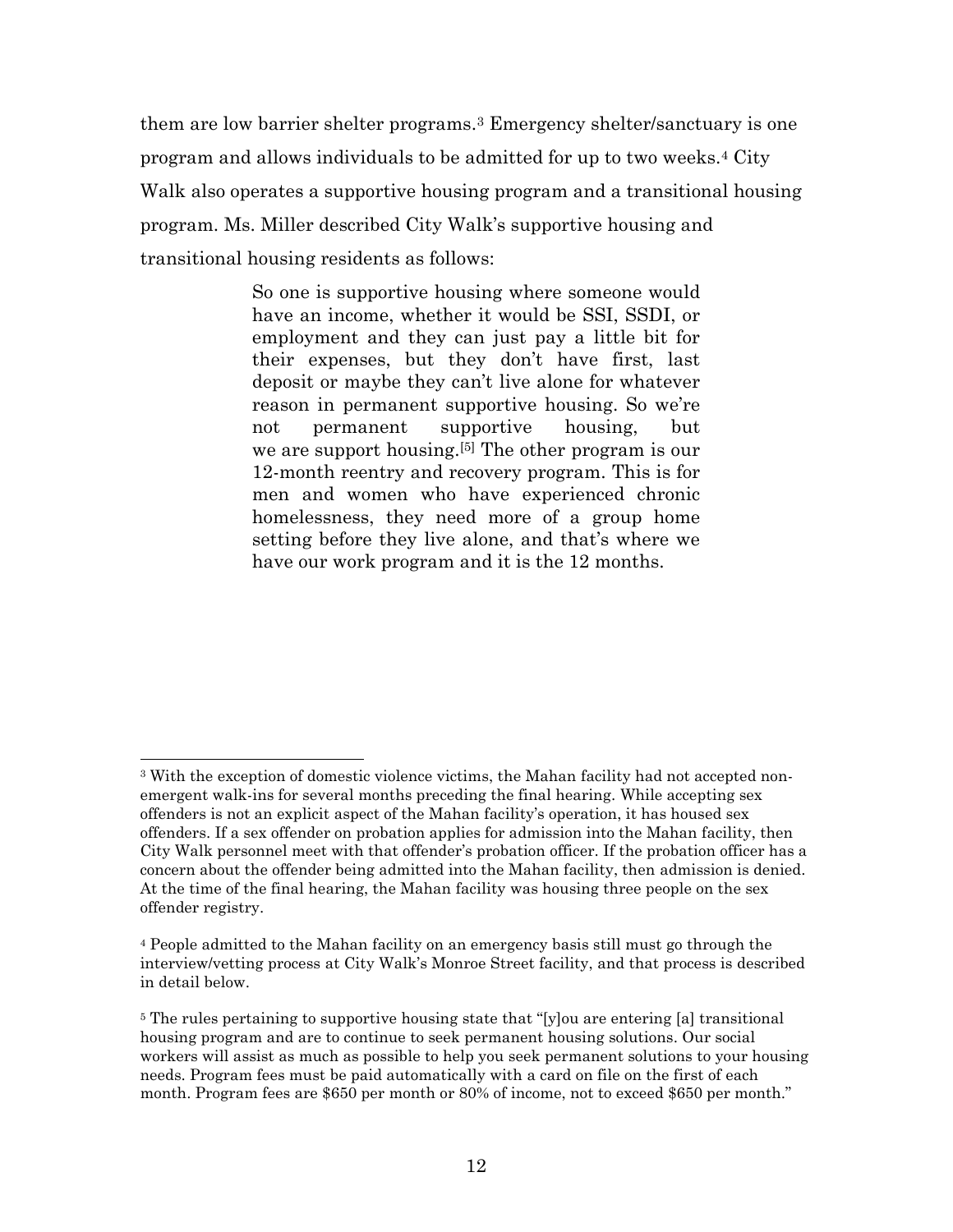them are low barrier shelter programs.[3] Emergency shelter/sanctuary is one program and allows individuals to be admitted for up to two weeks.[4] City Walk also operates a supportive housing program and a transitional housing program. Ms. Miller described City Walk's supportive housing and transitional housing residents as follows:

> So one is supportive housing where someone would have an income, whether it would be SSI, SSDI, or employment and they can just pay a little bit for their expenses, but they don't have first, last deposit or maybe they can't live alone for whatever reason in permanent supportive housing. So we're not permanent supportive housing, but we are support housing.[5] The other program is our 12-month reentry and recovery program. This is for men and women who have experienced chronic homelessness, they need more of a group home setting before they live alone, and that's where we have our work program and it is the 12 months.

---

[3] With the exception of domestic violence victims, the Mahan facility had not accepted non-emergent walk-ins for several months preceding the final hearing. While accepting sex offenders is not an explicit aspect of the Mahan facility's operation, it has housed sex offenders. If a sex offender on probation applies for admission into the Mahan facility, then City Walk personnel meet with that offender's probation officer. If the probation officer has a concern about the offender being admitted into the Mahan facility, then admission is denied. At the time of the final hearing, the Mahan facility was housing three people on the sex offender registry.

[4] People admitted to the Mahan facility on an emergency basis still must go through the interview/vetting process at City Walk's Monroe Street facility, and that process is described in detail below.

[5] The rules pertaining to supportive housing state that "[y]ou are entering [a] transitional housing program and are to continue to seek permanent housing solutions. Our social workers will assist as much as possible to help you seek permanent solutions to your housing needs. Program fees must be paid automatically with a card on file on the first of each month. Program fees are $650 per month or 80% of income, not to exceed $650 per month."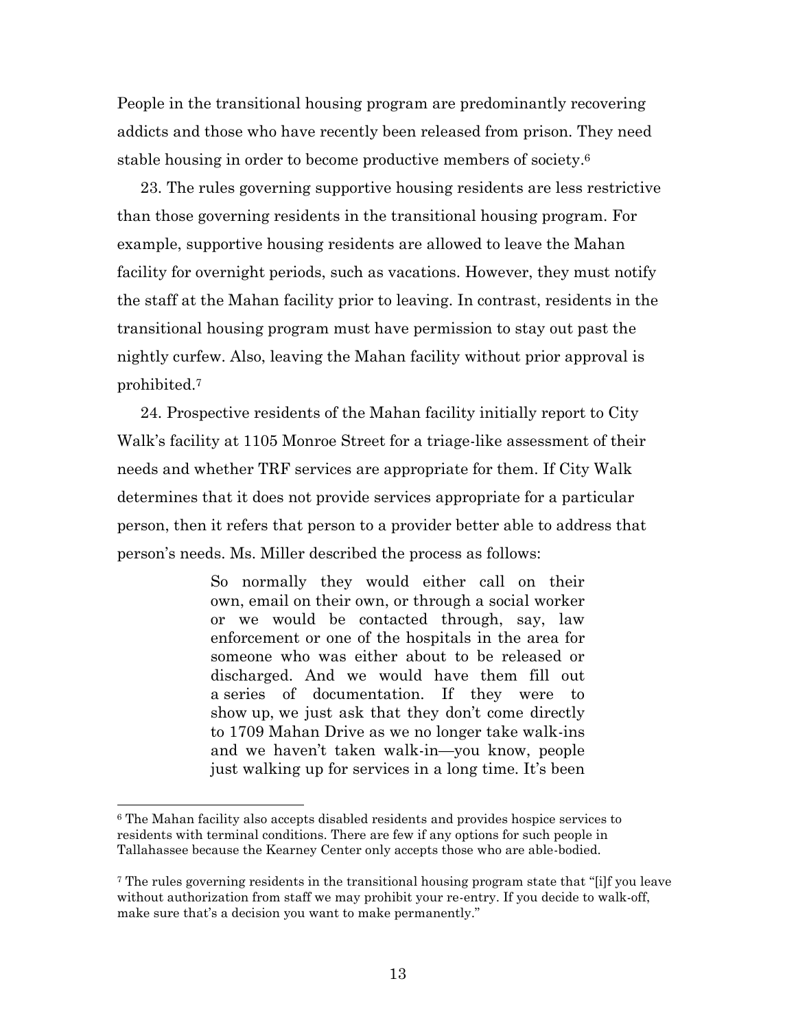People in the transitional housing program are predominantly recovering addicts and those who have recently been released from prison. They need stable housing in order to become productive members of society.[6]

23. The rules governing supportive housing residents are less restrictive than those governing residents in the transitional housing program. For example, supportive housing residents are allowed to leave the Mahan facility for overnight periods, such as vacations. However, they must notify the staff at the Mahan facility prior to leaving. In contrast, residents in the transitional housing program must have permission to stay out past the nightly curfew. Also, leaving the Mahan facility without prior approval is prohibited.[7]

24. Prospective residents of the Mahan facility initially report to City Walk's facility at 1105 Monroe Street for a triage-like assessment of their needs and whether TRF services are appropriate for them. If City Walk determines that it does not provide services appropriate for a particular person, then it refers that person to a provider better able to address that person's needs. Ms. Miller described the process as follows:

> So normally they would either call on their own, email on their own, or through a social worker or we would be contacted through, say, law enforcement or one of the hospitals in the area for someone who was either about to be released or discharged. And we would have them fill out a series of documentation. If they were to show up, we just ask that they don't come directly to 1709 Mahan Drive as we no longer take walk-ins and we haven't taken walk-in—you know, people just walking up for services in a long time. It's been

---

[6] The Mahan facility also accepts disabled residents and provides hospice services to residents with terminal conditions. There are few if any options for such people in Tallahassee because the Kearney Center only accepts those who are able-bodied.

[7] The rules governing residents in the transitional housing program state that "[i]f you leave without authorization from staff we may prohibit your re-entry. If you decide to walk-off, make sure that's a decision you want to make permanently."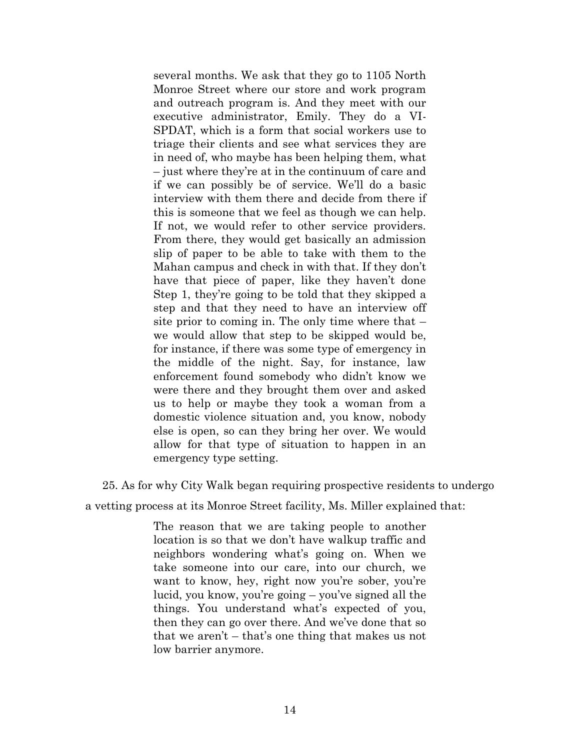> several months. We ask that they go to 1105 North Monroe Street where our store and work program and outreach program is. And they meet with our executive administrator, Emily. They do a VI-SPDAT, which is a form that social workers use to triage their clients and see what services they are in need of, who maybe has been helping them, what – just where they're at in the continuum of care and if we can possibly be of service. We'll do a basic interview with them there and decide from there if this is someone that we feel as though we can help. If not, we would refer to other service providers. From there, they would get basically an admission slip of paper to be able to take with them to the Mahan campus and check in with that. If they don't have that piece of paper, like they haven't done Step 1, they're going to be told that they skipped a step and that they need to have an interview off site prior to coming in. The only time where that – we would allow that step to be skipped would be, for instance, if there was some type of emergency in the middle of the night. Say, for instance, law enforcement found somebody who didn't know we were there and they brought them over and asked us to help or maybe they took a woman from a domestic violence situation and, you know, nobody else is open, so can they bring her over. We would allow for that type of situation to happen in an emergency type setting.

25. As for why City Walk began requiring prospective residents to undergo a vetting process at its Monroe Street facility, Ms. Miller explained that:

> The reason that we are taking people to another location is so that we don't have walkup traffic and neighbors wondering what's going on. When we take someone into our care, into our church, we want to know, hey, right now you're sober, you're lucid, you know, you're going – you've signed all the things. You understand what's expected of you, then they can go over there. And we've done that so that we aren't – that's one thing that makes us not low barrier anymore.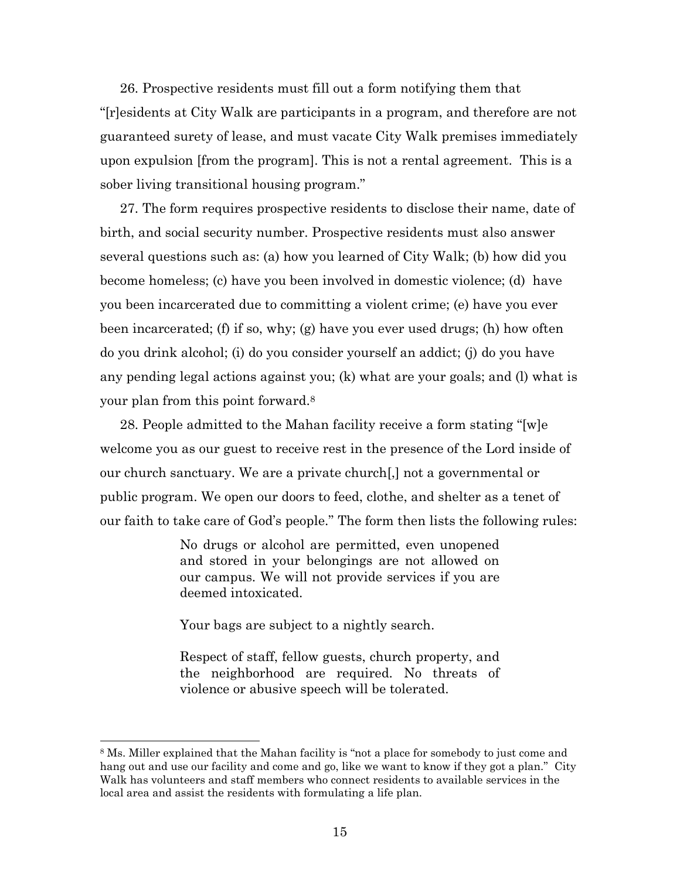26. Prospective residents must fill out a form notifying them that "[r]esidents at City Walk are participants in a program, and therefore are not guaranteed surety of lease, and must vacate City Walk premises immediately upon expulsion [from the program]. This is not a rental agreement. This is a sober living transitional housing program."

27. The form requires prospective residents to disclose their name, date of birth, and social security number. Prospective residents must also answer several questions such as: (a) how you learned of City Walk; (b) how did you become homeless; (c) have you been involved in domestic violence; (d) have you been incarcerated due to committing a violent crime; (e) have you ever been incarcerated; (f) if so, why; (g) have you ever used drugs; (h) how often do you drink alcohol; (i) do you consider yourself an addict; (j) do you have any pending legal actions against you; (k) what are your goals; and (l) what is your plan from this point forward.[8]

28. People admitted to the Mahan facility receive a form stating "[w]e welcome you as our guest to receive rest in the presence of the Lord inside of our church sanctuary. We are a private church[,] not a governmental or public program. We open our doors to feed, clothe, and shelter as a tenet of our faith to take care of God's people." The form then lists the following rules:

> No drugs or alcohol are permitted, even unopened and stored in your belongings are not allowed on our campus. We will not provide services if you are deemed intoxicated.
>
> Your bags are subject to a nightly search.
>
> Respect of staff, fellow guests, church property, and the neighborhood are required. No threats of violence or abusive speech will be tolerated.

[8] Ms. Miller explained that the Mahan facility is "not a place for somebody to just come and hang out and use our facility and come and go, like we want to know if they got a plan." City Walk has volunteers and staff members who connect residents to available services in the local area and assist the residents with formulating a life plan.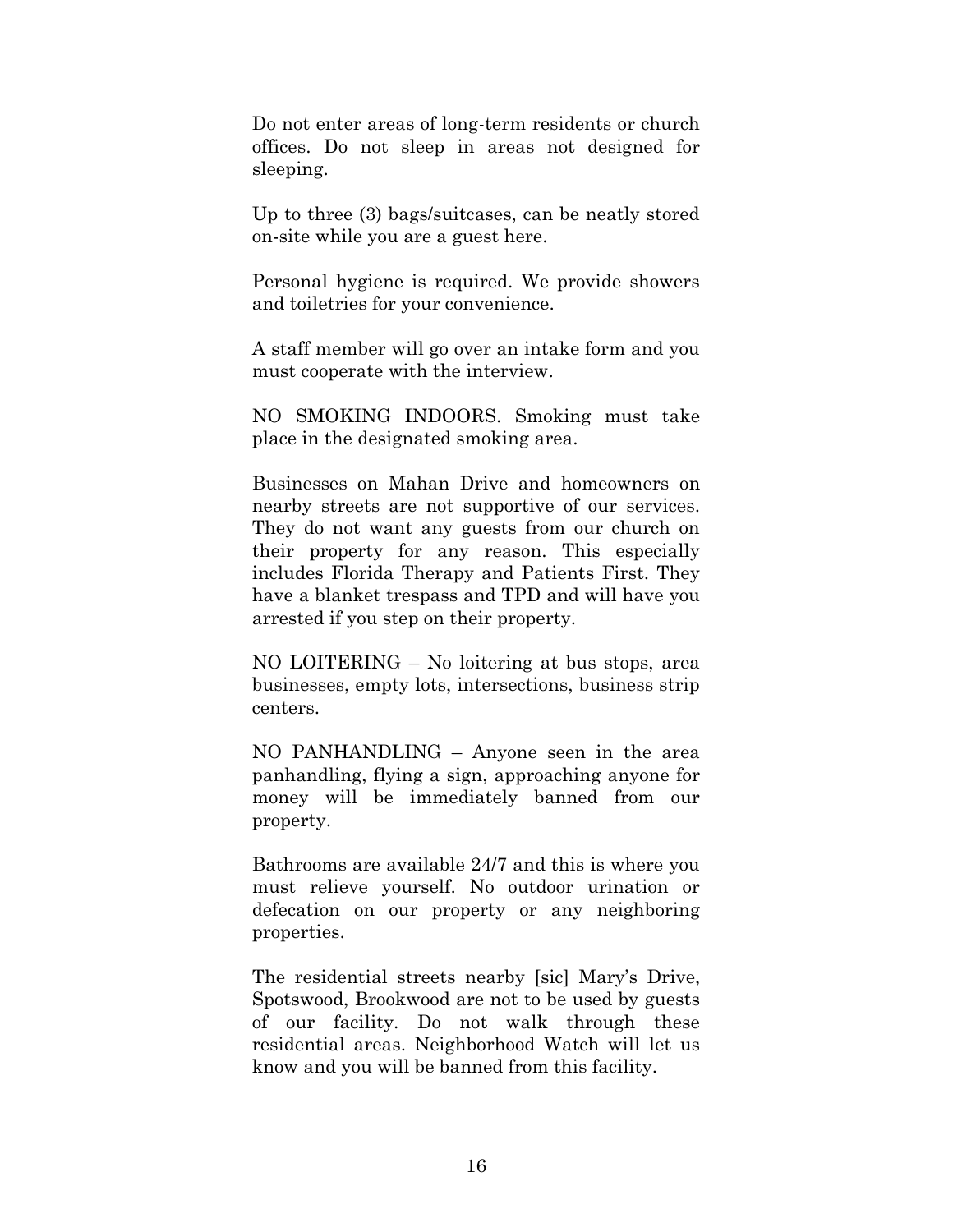Do not enter areas of long-term residents or church offices. Do not sleep in areas not designed for sleeping.

Up to three (3) bags/suitcases, can be neatly stored on-site while you are a guest here.

Personal hygiene is required. We provide showers and toiletries for your convenience.

A staff member will go over an intake form and you must cooperate with the interview.

NO SMOKING INDOORS. Smoking must take place in the designated smoking area.

Businesses on Mahan Drive and homeowners on nearby streets are not supportive of our services. They do not want any guests from our church on their property for any reason. This especially includes Florida Therapy and Patients First. They have a blanket trespass and TPD and will have you arrested if you step on their property.

NO LOITERING – No loitering at bus stops, area businesses, empty lots, intersections, business strip centers.

NO PANHANDLING – Anyone seen in the area panhandling, flying a sign, approaching anyone for money will be immediately banned from our property.

Bathrooms are available 24/7 and this is where you must relieve yourself. No outdoor urination or defecation on our property or any neighboring properties.

The residential streets nearby [sic] Mary's Drive, Spotswood, Brookwood are not to be used by guests of our facility. Do not walk through these residential areas. Neighborhood Watch will let us know and you will be banned from this facility.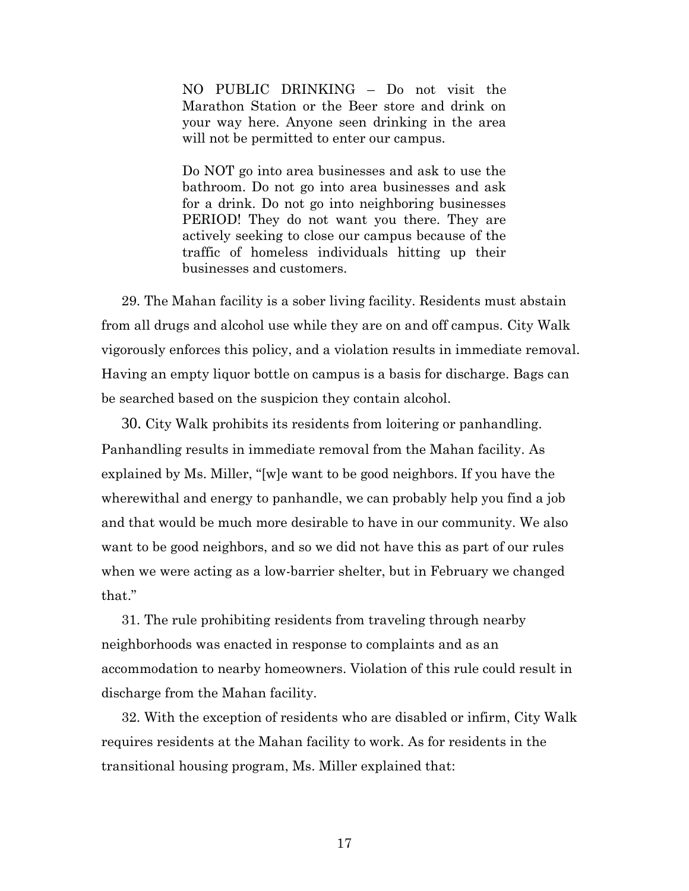> NO PUBLIC DRINKING – Do not visit the Marathon Station or the Beer store and drink on your way here. Anyone seen drinking in the area will not be permitted to enter our campus.
>
> Do NOT go into area businesses and ask to use the bathroom. Do not go into area businesses and ask for a drink. Do not go into neighboring businesses PERIOD! They do not want you there. They are actively seeking to close our campus because of the traffic of homeless individuals hitting up their businesses and customers.

29. The Mahan facility is a sober living facility. Residents must abstain from all drugs and alcohol use while they are on and off campus. City Walk vigorously enforces this policy, and a violation results in immediate removal. Having an empty liquor bottle on campus is a basis for discharge. Bags can be searched based on the suspicion they contain alcohol.

30. City Walk prohibits its residents from loitering or panhandling. Panhandling results in immediate removal from the Mahan facility. As explained by Ms. Miller, "[w]e want to be good neighbors. If you have the wherewithal and energy to panhandle, we can probably help you find a job and that would be much more desirable to have in our community. We also want to be good neighbors, and so we did not have this as part of our rules when we were acting as a low-barrier shelter, but in February we changed that."

31. The rule prohibiting residents from traveling through nearby neighborhoods was enacted in response to complaints and as an accommodation to nearby homeowners. Violation of this rule could result in discharge from the Mahan facility.

32. With the exception of residents who are disabled or infirm, City Walk requires residents at the Mahan facility to work. As for residents in the transitional housing program, Ms. Miller explained that: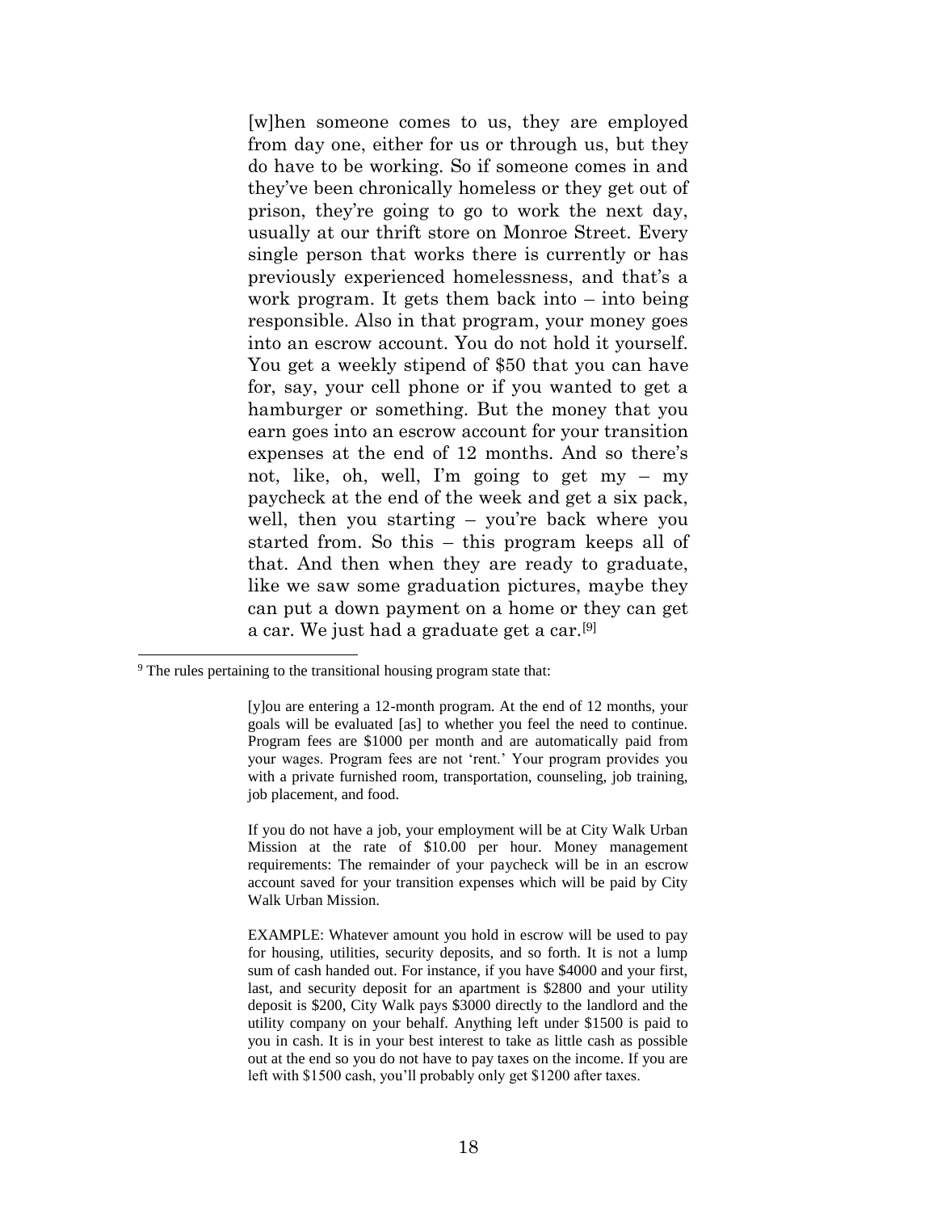> [w]hen someone comes to us, they are employed from day one, either for us or through us, but they do have to be working. So if someone comes in and they've been chronically homeless or they get out of prison, they're going to go to work the next day, usually at our thrift store on Monroe Street. Every single person that works there is currently or has previously experienced homelessness, and that's a work program. It gets them back into – into being responsible. Also in that program, your money goes into an escrow account. You do not hold it yourself. You get a weekly stipend of $50 that you can have for, say, your cell phone or if you wanted to get a hamburger or something. But the money that you earn goes into an escrow account for your transition expenses at the end of 12 months. And so there's not, like, oh, well, I'm going to get my – my paycheck at the end of the week and get a six pack, well, then you starting – you're back where you started from. So this – this program keeps all of that. And then when they are ready to graduate, like we saw some graduation pictures, maybe they can put a down payment on a home or they can get a car. We just had a graduate get a car.[9]

---

[9] The rules pertaining to the transitional housing program state that:

> [y]ou are entering a 12-month program. At the end of 12 months, your goals will be evaluated [as] to whether you feel the need to continue. Program fees are $1000 per month and are automatically paid from your wages. Program fees are not 'rent.' Your program provides you with a private furnished room, transportation, counseling, job training, job placement, and food.
>
> If you do not have a job, your employment will be at City Walk Urban Mission at the rate of $10.00 per hour. Money management requirements: The remainder of your paycheck will be in an escrow account saved for your transition expenses which will be paid by City Walk Urban Mission.
>
> EXAMPLE: Whatever amount you hold in escrow will be used to pay for housing, utilities, security deposits, and so forth. It is not a lump sum of cash handed out. For instance, if you have $4000 and your first, last, and security deposit for an apartment is $2800 and your utility deposit is $200, City Walk pays $3000 directly to the landlord and the utility company on your behalf. Anything left under $1500 is paid to you in cash. It is in your best interest to take as little cash as possible out at the end so you do not have to pay taxes on the income. If you are left with $1500 cash, you'll probably only get $1200 after taxes.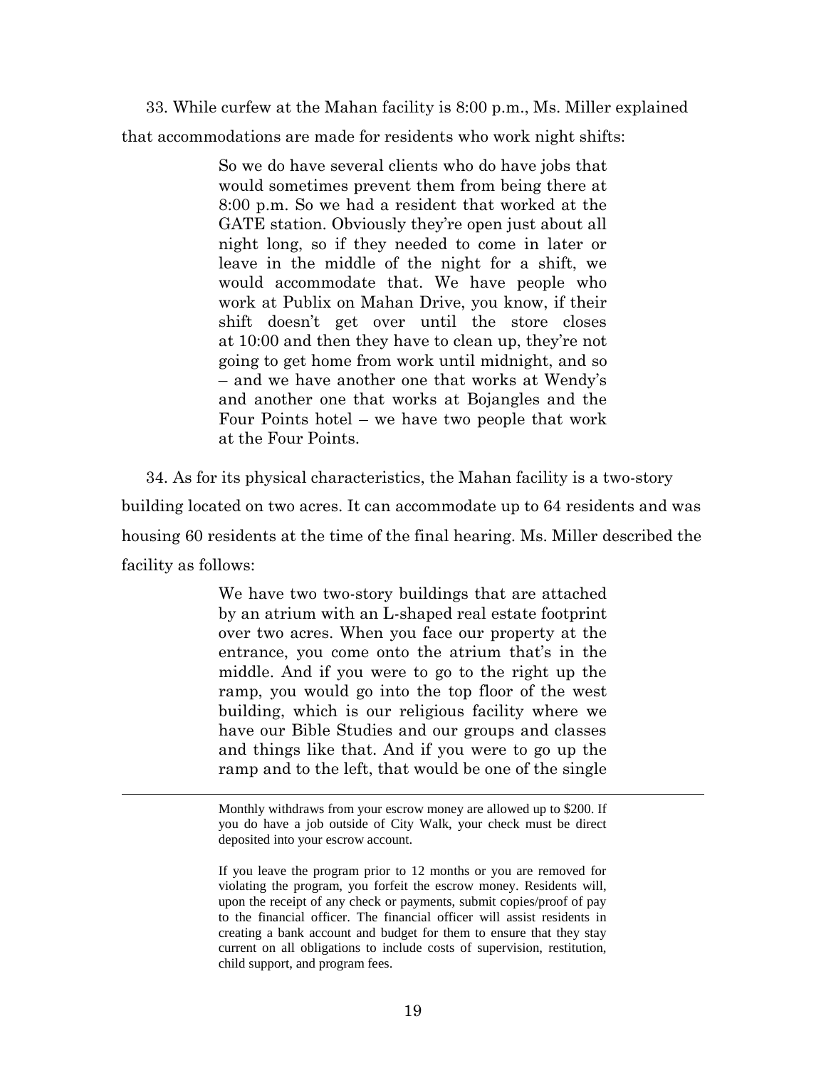33. While curfew at the Mahan facility is 8:00 p.m., Ms. Miller explained that accommodations are made for residents who work night shifts:

> So we do have several clients who do have jobs that would sometimes prevent them from being there at 8:00 p.m. So we had a resident that worked at the GATE station. Obviously they're open just about all night long, so if they needed to come in later or leave in the middle of the night for a shift, we would accommodate that. We have people who work at Publix on Mahan Drive, you know, if their shift doesn't get over until the store closes at 10:00 and then they have to clean up, they're not going to get home from work until midnight, and so – and we have another one that works at Wendy's and another one that works at Bojangles and the Four Points hotel – we have two people that work at the Four Points.

34. As for its physical characteristics, the Mahan facility is a two-story building located on two acres. It can accommodate up to 64 residents and was housing 60 residents at the time of the final hearing. Ms. Miller described the facility as follows:

> We have two two-story buildings that are attached by an atrium with an L-shaped real estate footprint over two acres. When you face our property at the entrance, you come onto the atrium that's in the middle. And if you were to go to the right up the ramp, you would go into the top floor of the west building, which is our religious facility where we have our Bible Studies and our groups and classes and things like that. And if you were to go up the ramp and to the left, that would be one of the single

---

> Monthly withdraws from your escrow money are allowed up to $200. If you do have a job outside of City Walk, your check must be direct deposited into your escrow account.
>
> If you leave the program prior to 12 months or you are removed for violating the program, you forfeit the escrow money. Residents will, upon the receipt of any check or payments, submit copies/proof of pay to the financial officer. The financial officer will assist residents in creating a bank account and budget for them to ensure that they stay current on all obligations to include costs of supervision, restitution, child support, and program fees.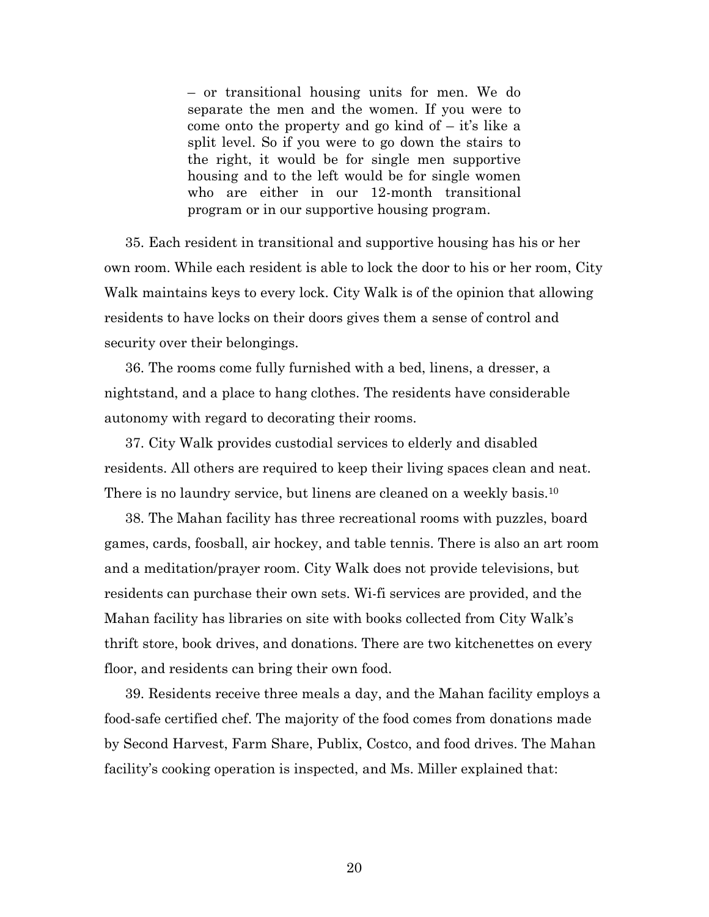> – or transitional housing units for men. We do separate the men and the women. If you were to come onto the property and go kind of – it's like a split level. So if you were to go down the stairs to the right, it would be for single men supportive housing and to the left would be for single women who are either in our 12-month transitional program or in our supportive housing program.

35. Each resident in transitional and supportive housing has his or her own room. While each resident is able to lock the door to his or her room, City Walk maintains keys to every lock. City Walk is of the opinion that allowing residents to have locks on their doors gives them a sense of control and security over their belongings.

36. The rooms come fully furnished with a bed, linens, a dresser, a nightstand, and a place to hang clothes. The residents have considerable autonomy with regard to decorating their rooms.

37. City Walk provides custodial services to elderly and disabled residents. All others are required to keep their living spaces clean and neat. There is no laundry service, but linens are cleaned on a weekly basis.[10]

38. The Mahan facility has three recreational rooms with puzzles, board games, cards, foosball, air hockey, and table tennis. There is also an art room and a meditation/prayer room. City Walk does not provide televisions, but residents can purchase their own sets. Wi-fi services are provided, and the Mahan facility has libraries on site with books collected from City Walk's thrift store, book drives, and donations. There are two kitchenettes on every floor, and residents can bring their own food.

39. Residents receive three meals a day, and the Mahan facility employs a food-safe certified chef. The majority of the food comes from donations made by Second Harvest, Farm Share, Publix, Costco, and food drives. The Mahan facility's cooking operation is inspected, and Ms. Miller explained that: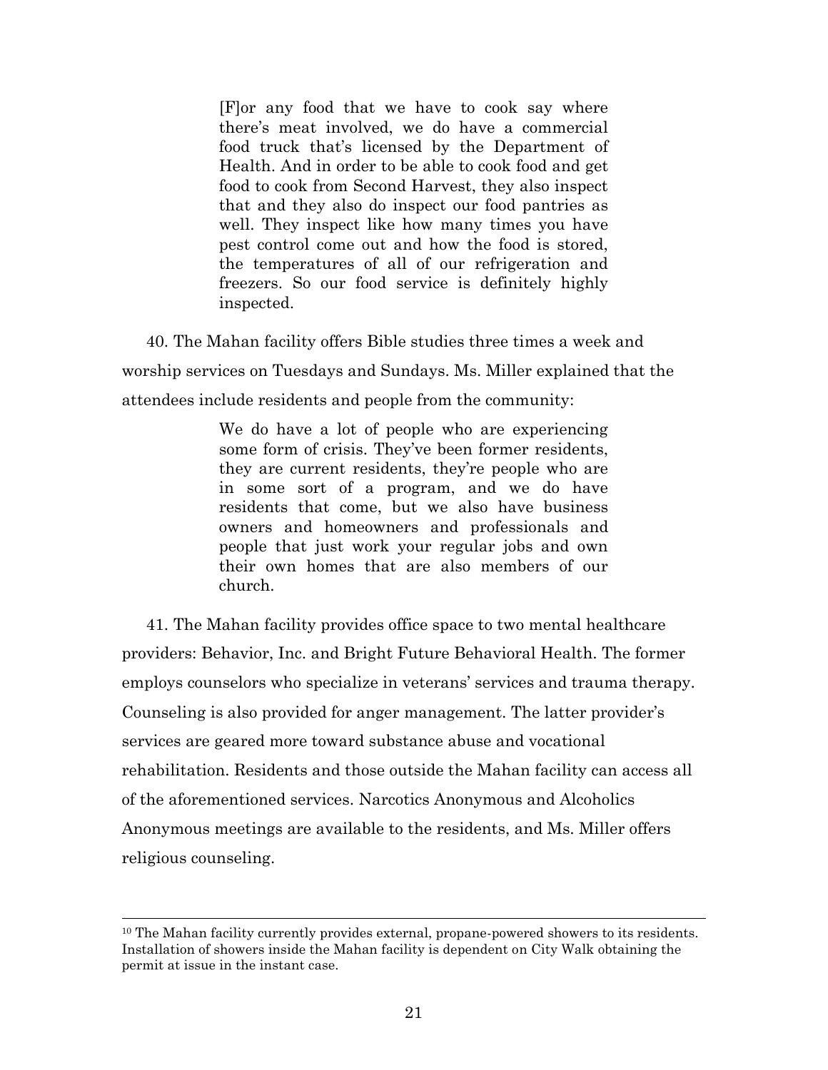> [F]or any food that we have to cook say where there's meat involved, we do have a commercial food truck that's licensed by the Department of Health. And in order to be able to cook food and get food to cook from Second Harvest, they also inspect that and they also do inspect our food pantries as well. They inspect like how many times you have pest control come out and how the food is stored, the temperatures of all of our refrigeration and freezers. So our food service is definitely highly inspected.

40. The Mahan facility offers Bible studies three times a week and worship services on Tuesdays and Sundays. Ms. Miller explained that the attendees include residents and people from the community:

> We do have a lot of people who are experiencing some form of crisis. They've been former residents, they are current residents, they're people who are in some sort of a program, and we do have residents that come, but we also have business owners and homeowners and professionals and people that just work your regular jobs and own their own homes that are also members of our church.

41. The Mahan facility provides office space to two mental healthcare providers: Behavior, Inc. and Bright Future Behavioral Health. The former employs counselors who specialize in veterans' services and trauma therapy. Counseling is also provided for anger management. The latter provider's services are geared more toward substance abuse and vocational rehabilitation. Residents and those outside the Mahan facility can access all of the aforementioned services. Narcotics Anonymous and Alcoholics Anonymous meetings are available to the residents, and Ms. Miller offers religious counseling.

---

[10] The Mahan facility currently provides external, propane-powered showers to its residents. Installation of showers inside the Mahan facility is dependent on City Walk obtaining the permit at issue in the instant case.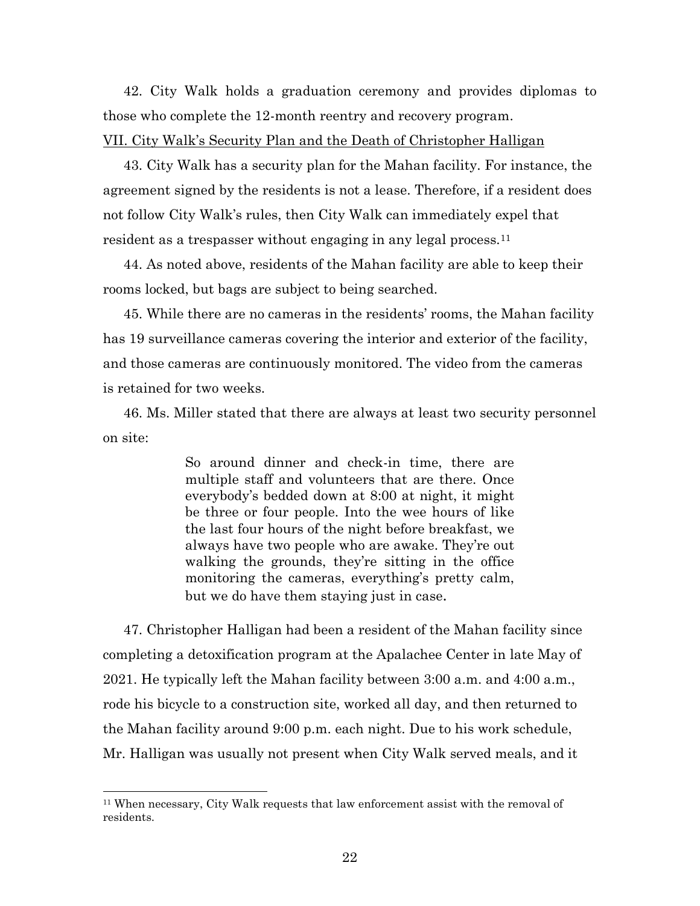42. City Walk holds a graduation ceremony and provides diplomas to those who complete the 12-month reentry and recovery program.

VII. City Walk's Security Plan and the Death of Christopher Halligan

43. City Walk has a security plan for the Mahan facility. For instance, the agreement signed by the residents is not a lease. Therefore, if a resident does not follow City Walk's rules, then City Walk can immediately expel that resident as a trespasser without engaging in any legal process.[11]

44. As noted above, residents of the Mahan facility are able to keep their rooms locked, but bags are subject to being searched.

45. While there are no cameras in the residents' rooms, the Mahan facility has 19 surveillance cameras covering the interior and exterior of the facility, and those cameras are continuously monitored. The video from the cameras is retained for two weeks.

46. Ms. Miller stated that there are always at least two security personnel on site:

> So around dinner and check-in time, there are multiple staff and volunteers that are there. Once everybody's bedded down at 8:00 at night, it might be three or four people. Into the wee hours of like the last four hours of the night before breakfast, we always have two people who are awake. They're out walking the grounds, they're sitting in the office monitoring the cameras, everything's pretty calm, but we do have them staying just in case.

47. Christopher Halligan had been a resident of the Mahan facility since completing a detoxification program at the Apalachee Center in late May of 2021. He typically left the Mahan facility between 3:00 a.m. and 4:00 a.m., rode his bicycle to a construction site, worked all day, and then returned to the Mahan facility around 9:00 p.m. each night. Due to his work schedule, Mr. Halligan was usually not present when City Walk served meals, and it

[11] When necessary, City Walk requests that law enforcement assist with the removal of residents.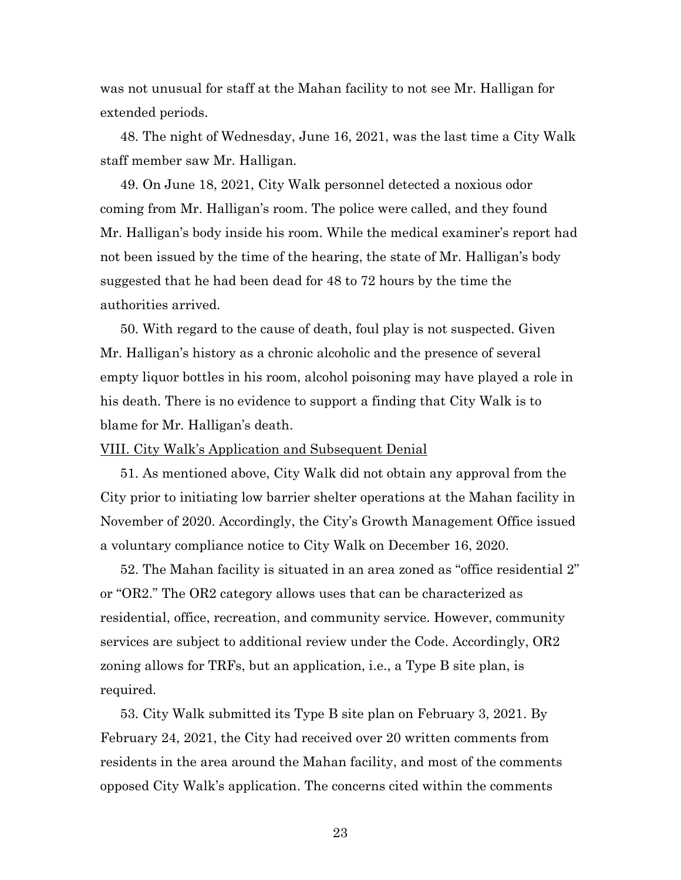was not unusual for staff at the Mahan facility to not see Mr. Halligan for extended periods.

48. The night of Wednesday, June 16, 2021, was the last time a City Walk staff member saw Mr. Halligan.

49. On June 18, 2021, City Walk personnel detected a noxious odor coming from Mr. Halligan's room. The police were called, and they found Mr. Halligan's body inside his room. While the medical examiner's report had not been issued by the time of the hearing, the state of Mr. Halligan's body suggested that he had been dead for 48 to 72 hours by the time the authorities arrived.

50. With regard to the cause of death, foul play is not suspected. Given Mr. Halligan's history as a chronic alcoholic and the presence of several empty liquor bottles in his room, alcohol poisoning may have played a role in his death. There is no evidence to support a finding that City Walk is to blame for Mr. Halligan's death.

<u>VIII. City Walk's Application and Subsequent Denial</u>

51. As mentioned above, City Walk did not obtain any approval from the City prior to initiating low barrier shelter operations at the Mahan facility in November of 2020. Accordingly, the City's Growth Management Office issued a voluntary compliance notice to City Walk on December 16, 2020.

52. The Mahan facility is situated in an area zoned as "office residential 2" or "OR2." The OR2 category allows uses that can be characterized as residential, office, recreation, and community service. However, community services are subject to additional review under the Code. Accordingly, OR2 zoning allows for TRFs, but an application, i.e., a Type B site plan, is required.

53. City Walk submitted its Type B site plan on February 3, 2021. By February 24, 2021, the City had received over 20 written comments from residents in the area around the Mahan facility, and most of the comments opposed City Walk's application. The concerns cited within the comments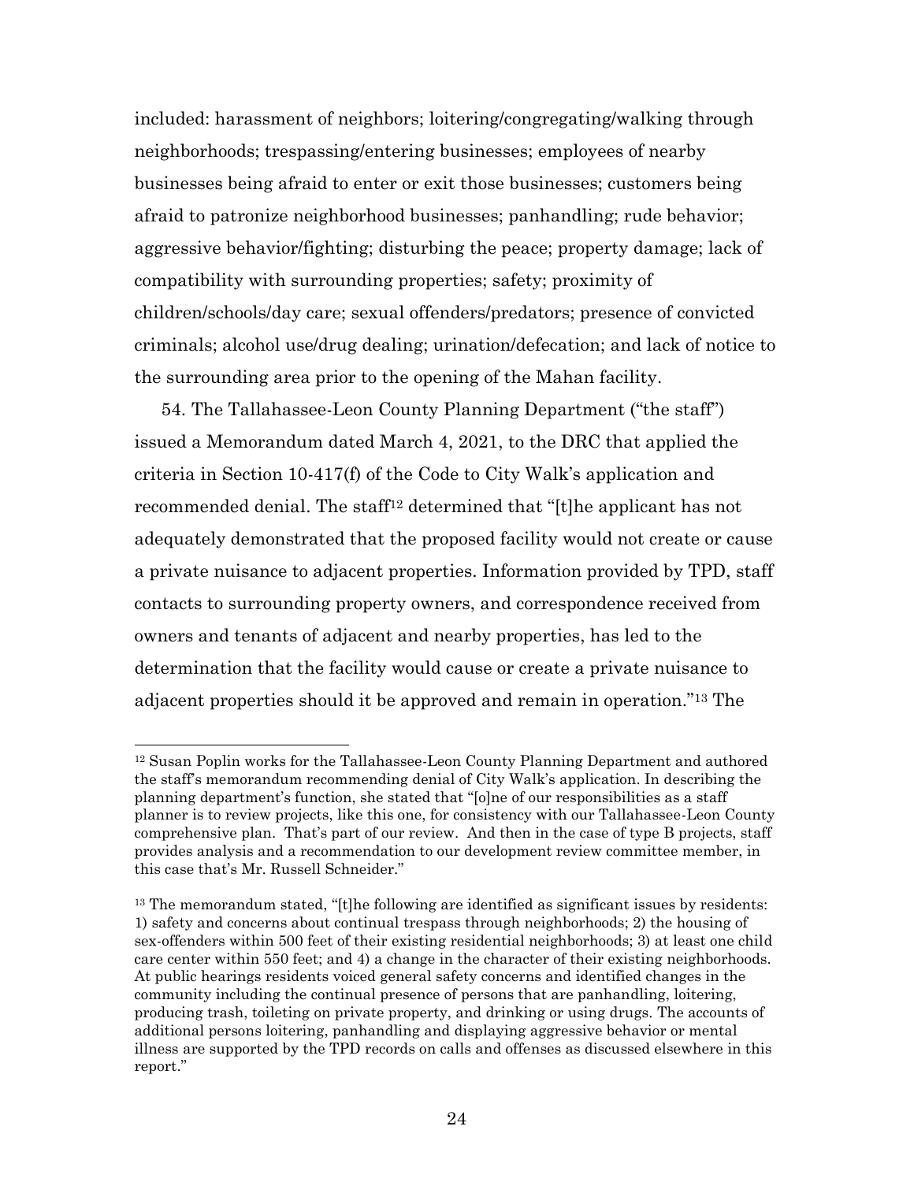included: harassment of neighbors; loitering/congregating/walking through neighborhoods; trespassing/entering businesses; employees of nearby businesses being afraid to enter or exit those businesses; customers being afraid to patronize neighborhood businesses; panhandling; rude behavior; aggressive behavior/fighting; disturbing the peace; property damage; lack of compatibility with surrounding properties; safety; proximity of children/schools/day care; sexual offenders/predators; presence of convicted criminals; alcohol use/drug dealing; urination/defecation; and lack of notice to the surrounding area prior to the opening of the Mahan facility.

54. The Tallahassee-Leon County Planning Department ("the staff") issued a Memorandum dated March 4, 2021, to the DRC that applied the criteria in Section 10-417(f) of the Code to City Walk's application and recommended denial. The staff[12] determined that "[t]he applicant has not adequately demonstrated that the proposed facility would not create or cause a private nuisance to adjacent properties. Information provided by TPD, staff contacts to surrounding property owners, and correspondence received from owners and tenants of adjacent and nearby properties, has led to the determination that the facility would cause or create a private nuisance to adjacent properties should it be approved and remain in operation."[13] The

---

[12] Susan Poplin works for the Tallahassee-Leon County Planning Department and authored the staff's memorandum recommending denial of City Walk's application. In describing the planning department's function, she stated that "[o]ne of our responsibilities as a staff planner is to review projects, like this one, for consistency with our Tallahassee-Leon County comprehensive plan. That's part of our review. And then in the case of type B projects, staff provides analysis and a recommendation to our development review committee member, in this case that's Mr. Russell Schneider."

[13] The memorandum stated, "[t]he following are identified as significant issues by residents: 1) safety and concerns about continual trespass through neighborhoods; 2) the housing of sex-offenders within 500 feet of their existing residential neighborhoods; 3) at least one child care center within 550 feet; and 4) a change in the character of their existing neighborhoods. At public hearings residents voiced general safety concerns and identified changes in the community including the continual presence of persons that are panhandling, loitering, producing trash, toileting on private property, and drinking or using drugs. The accounts of additional persons loitering, panhandling and displaying aggressive behavior or mental illness are supported by the TPD records on calls and offenses as discussed elsewhere in this report."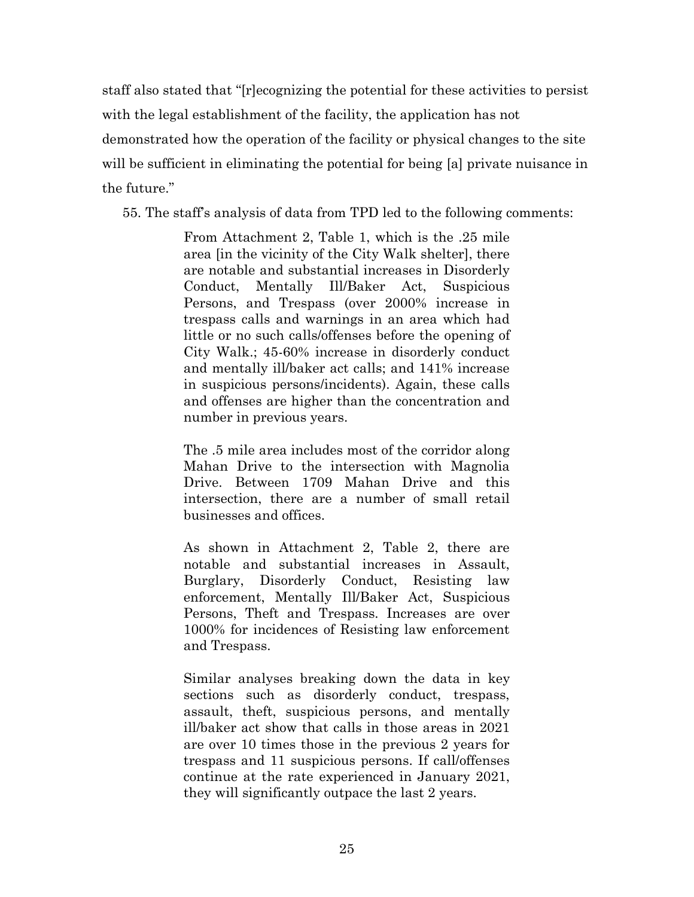staff also stated that "[r]ecognizing the potential for these activities to persist with the legal establishment of the facility, the application has not demonstrated how the operation of the facility or physical changes to the site will be sufficient in eliminating the potential for being [a] private nuisance in the future."

55. The staff's analysis of data from TPD led to the following comments:

> From Attachment 2, Table 1, which is the .25 mile area [in the vicinity of the City Walk shelter], there are notable and substantial increases in Disorderly Conduct, Mentally Ill/Baker Act, Suspicious Persons, and Trespass (over 2000% increase in trespass calls and warnings in an area which had little or no such calls/offenses before the opening of City Walk.; 45-60% increase in disorderly conduct and mentally ill/baker act calls; and 141% increase in suspicious persons/incidents). Again, these calls and offenses are higher than the concentration and number in previous years.
>
> The .5 mile area includes most of the corridor along Mahan Drive to the intersection with Magnolia Drive. Between 1709 Mahan Drive and this intersection, there are a number of small retail businesses and offices.
>
> As shown in Attachment 2, Table 2, there are notable and substantial increases in Assault, Burglary, Disorderly Conduct, Resisting law enforcement, Mentally Ill/Baker Act, Suspicious Persons, Theft and Trespass. Increases are over 1000% for incidences of Resisting law enforcement and Trespass.
>
> Similar analyses breaking down the data in key sections such as disorderly conduct, trespass, assault, theft, suspicious persons, and mentally ill/baker act show that calls in those areas in 2021 are over 10 times those in the previous 2 years for trespass and 11 suspicious persons. If call/offenses continue at the rate experienced in January 2021, they will significantly outpace the last 2 years.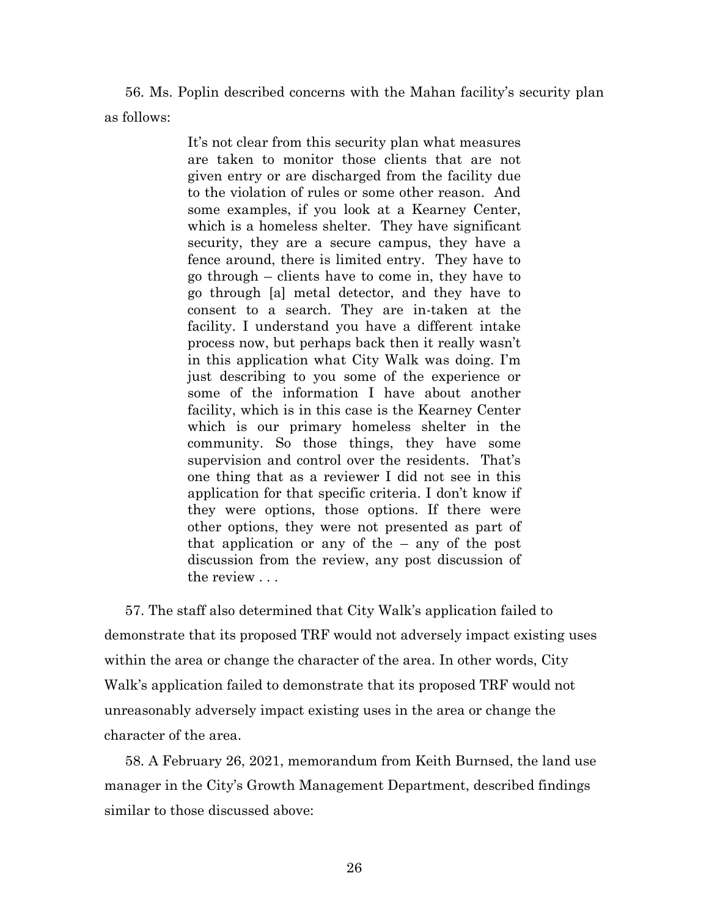56. Ms. Poplin described concerns with the Mahan facility's security plan as follows:

> It's not clear from this security plan what measures are taken to monitor those clients that are not given entry or are discharged from the facility due to the violation of rules or some other reason. And some examples, if you look at a Kearney Center, which is a homeless shelter. They have significant security, they are a secure campus, they have a fence around, there is limited entry. They have to go through – clients have to come in, they have to go through [a] metal detector, and they have to consent to a search. They are in-taken at the facility. I understand you have a different intake process now, but perhaps back then it really wasn't in this application what City Walk was doing. I'm just describing to you some of the experience or some of the information I have about another facility, which is in this case is the Kearney Center which is our primary homeless shelter in the community. So those things, they have some supervision and control over the residents. That's one thing that as a reviewer I did not see in this application for that specific criteria. I don't know if they were options, those options. If there were other options, they were not presented as part of that application or any of the – any of the post discussion from the review, any post discussion of the review . . .

57. The staff also determined that City Walk's application failed to demonstrate that its proposed TRF would not adversely impact existing uses within the area or change the character of the area. In other words, City Walk's application failed to demonstrate that its proposed TRF would not unreasonably adversely impact existing uses in the area or change the character of the area.

58. A February 26, 2021, memorandum from Keith Burnsed, the land use manager in the City's Growth Management Department, described findings similar to those discussed above: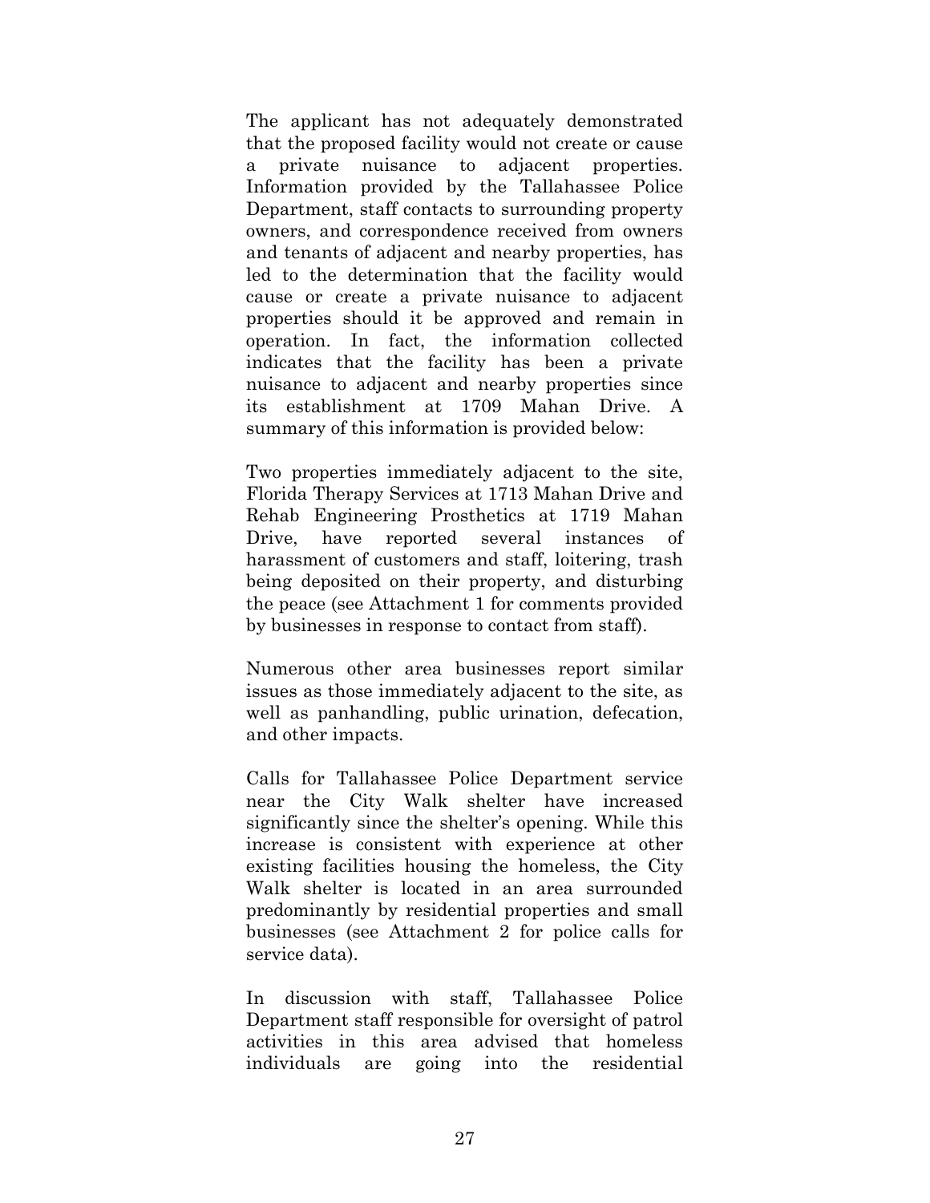The applicant has not adequately demonstrated that the proposed facility would not create or cause a private nuisance to adjacent properties. Information provided by the Tallahassee Police Department, staff contacts to surrounding property owners, and correspondence received from owners and tenants of adjacent and nearby properties, has led to the determination that the facility would cause or create a private nuisance to adjacent properties should it be approved and remain in operation. In fact, the information collected indicates that the facility has been a private nuisance to adjacent and nearby properties since its establishment at 1709 Mahan Drive. A summary of this information is provided below:

Two properties immediately adjacent to the site, Florida Therapy Services at 1713 Mahan Drive and Rehab Engineering Prosthetics at 1719 Mahan Drive, have reported several instances of harassment of customers and staff, loitering, trash being deposited on their property, and disturbing the peace (see Attachment 1 for comments provided by businesses in response to contact from staff).

Numerous other area businesses report similar issues as those immediately adjacent to the site, as well as panhandling, public urination, defecation, and other impacts.

Calls for Tallahassee Police Department service near the City Walk shelter have increased significantly since the shelter's opening. While this increase is consistent with experience at other existing facilities housing the homeless, the City Walk shelter is located in an area surrounded predominantly by residential properties and small businesses (see Attachment 2 for police calls for service data).

In discussion with staff, Tallahassee Police Department staff responsible for oversight of patrol activities in this area advised that homeless individuals are going into the residential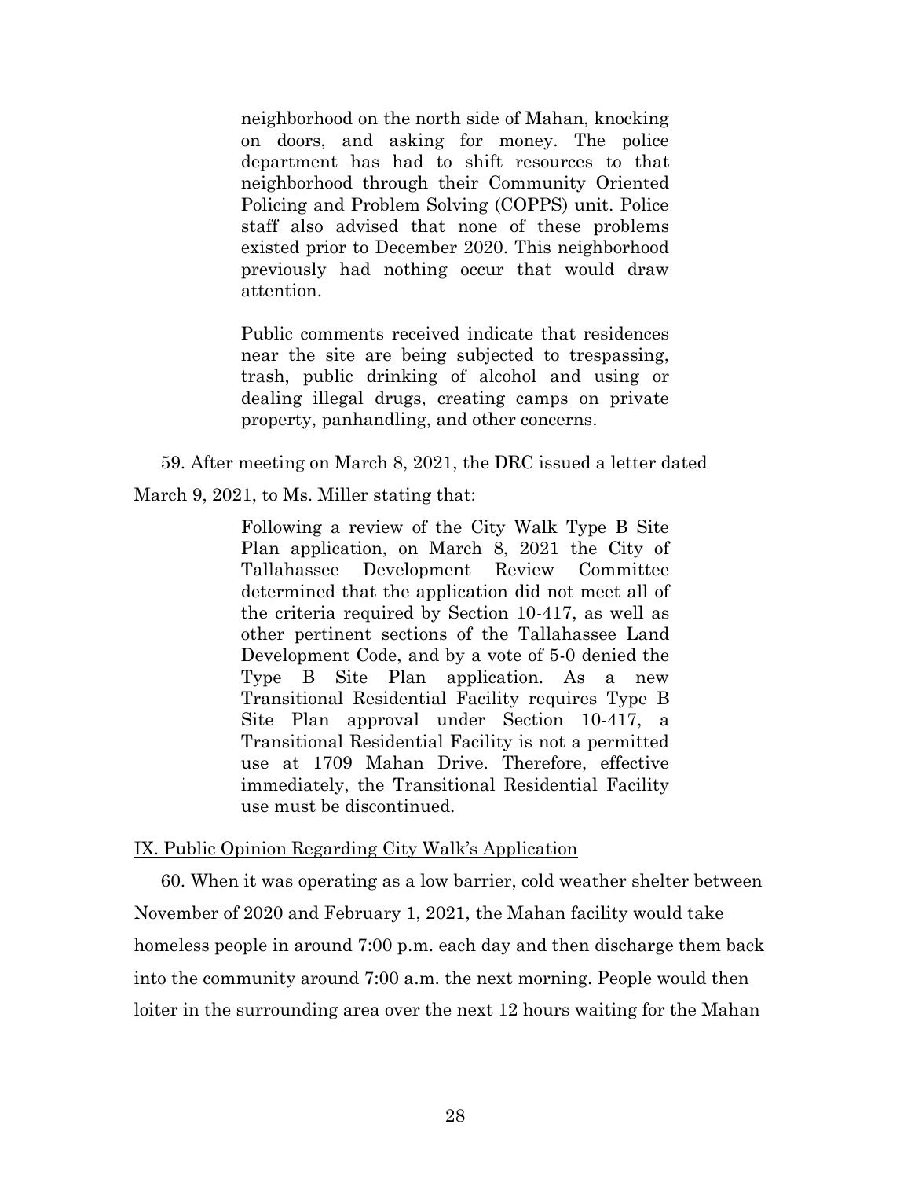> neighborhood on the north side of Mahan, knocking on doors, and asking for money. The police department has had to shift resources to that neighborhood through their Community Oriented Policing and Problem Solving (COPPS) unit. Police staff also advised that none of these problems existed prior to December 2020. This neighborhood previously had nothing occur that would draw attention.
>
> Public comments received indicate that residences near the site are being subjected to trespassing, trash, public drinking of alcohol and using or dealing illegal drugs, creating camps on private property, panhandling, and other concerns.

59. After meeting on March 8, 2021, the DRC issued a letter dated March 9, 2021, to Ms. Miller stating that:

> Following a review of the City Walk Type B Site Plan application, on March 8, 2021 the City of Tallahassee Development Review Committee determined that the application did not meet all of the criteria required by Section 10-417, as well as other pertinent sections of the Tallahassee Land Development Code, and by a vote of 5-0 denied the Type B Site Plan application. As a new Transitional Residential Facility requires Type B Site Plan approval under Section 10-417, a Transitional Residential Facility is not a permitted use at 1709 Mahan Drive. Therefore, effective immediately, the Transitional Residential Facility use must be discontinued.

<u>IX. Public Opinion Regarding City Walk's Application</u>

60. When it was operating as a low barrier, cold weather shelter between November of 2020 and February 1, 2021, the Mahan facility would take homeless people in around 7:00 p.m. each day and then discharge them back into the community around 7:00 a.m. the next morning. People would then loiter in the surrounding area over the next 12 hours waiting for the Mahan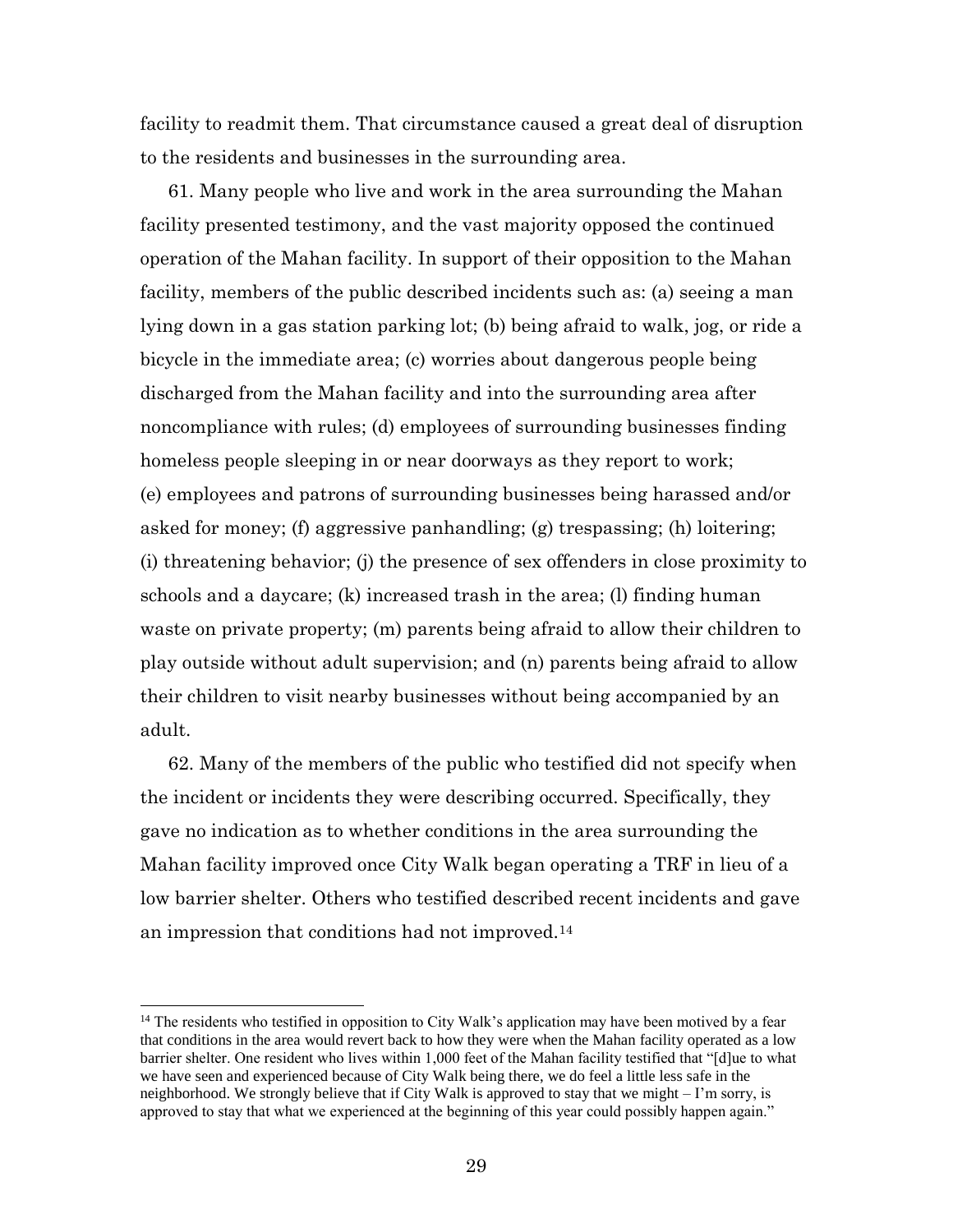facility to readmit them. That circumstance caused a great deal of disruption to the residents and businesses in the surrounding area.

61. Many people who live and work in the area surrounding the Mahan facility presented testimony, and the vast majority opposed the continued operation of the Mahan facility. In support of their opposition to the Mahan facility, members of the public described incidents such as: (a) seeing a man lying down in a gas station parking lot; (b) being afraid to walk, jog, or ride a bicycle in the immediate area; (c) worries about dangerous people being discharged from the Mahan facility and into the surrounding area after noncompliance with rules; (d) employees of surrounding businesses finding homeless people sleeping in or near doorways as they report to work; (e) employees and patrons of surrounding businesses being harassed and/or asked for money; (f) aggressive panhandling; (g) trespassing; (h) loitering; (i) threatening behavior; (j) the presence of sex offenders in close proximity to schools and a daycare; (k) increased trash in the area; (l) finding human waste on private property; (m) parents being afraid to allow their children to play outside without adult supervision; and (n) parents being afraid to allow their children to visit nearby businesses without being accompanied by an adult.

62. Many of the members of the public who testified did not specify when the incident or incidents they were describing occurred. Specifically, they gave no indication as to whether conditions in the area surrounding the Mahan facility improved once City Walk began operating a TRF in lieu of a low barrier shelter. Others who testified described recent incidents and gave an impression that conditions had not improved.[14]

[14] The residents who testified in opposition to City Walk's application may have been motived by a fear that conditions in the area would revert back to how they were when the Mahan facility operated as a low barrier shelter. One resident who lives within 1,000 feet of the Mahan facility testified that "[d]ue to what we have seen and experienced because of City Walk being there, we do feel a little less safe in the neighborhood. We strongly believe that if City Walk is approved to stay that we might – I'm sorry, is approved to stay that what we experienced at the beginning of this year could possibly happen again."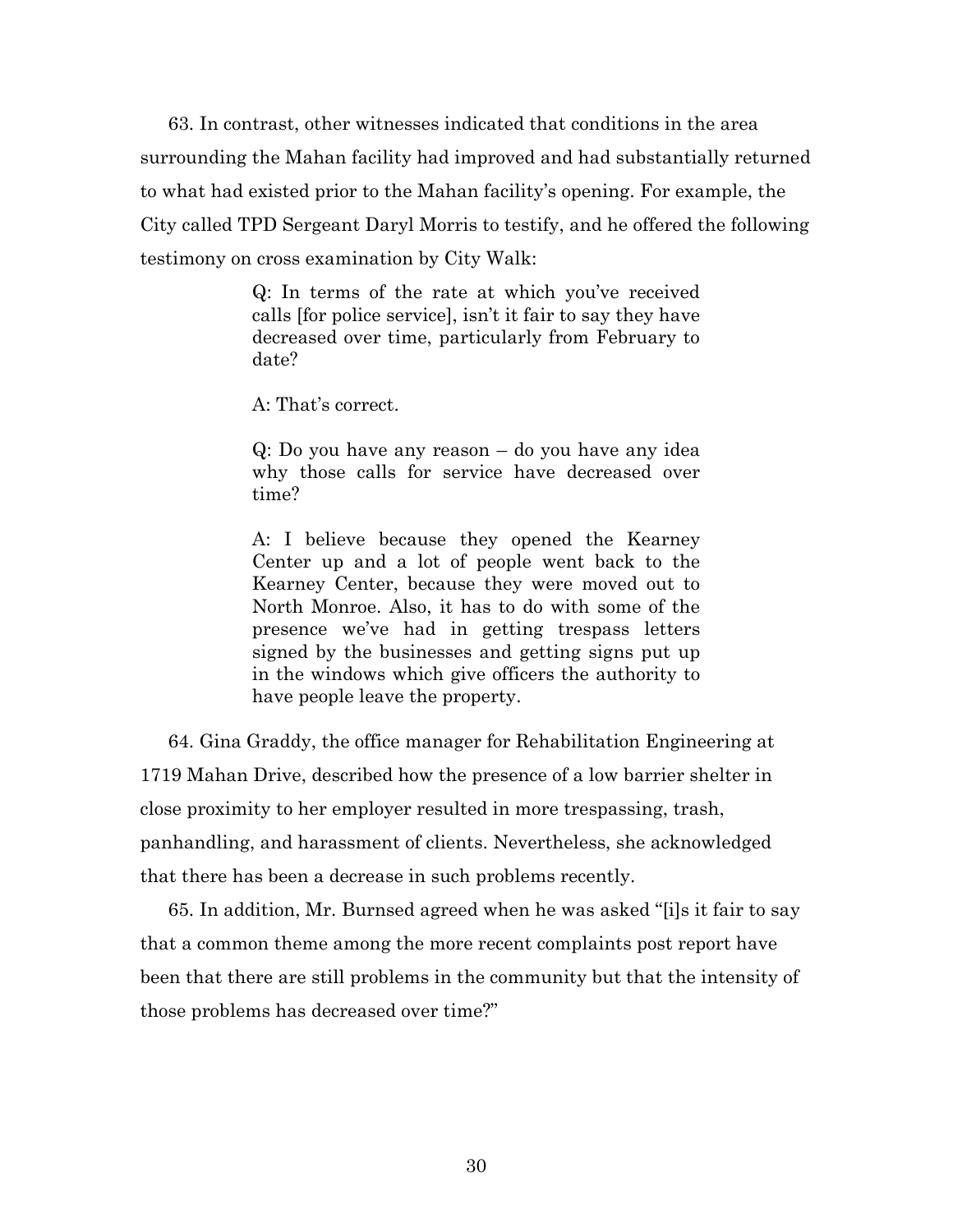63. In contrast, other witnesses indicated that conditions in the area surrounding the Mahan facility had improved and had substantially returned to what had existed prior to the Mahan facility's opening. For example, the City called TPD Sergeant Daryl Morris to testify, and he offered the following testimony on cross examination by City Walk:

> Q: In terms of the rate at which you've received calls [for police service], isn't it fair to say they have decreased over time, particularly from February to date?
>
> A: That's correct.
>
> Q: Do you have any reason – do you have any idea why those calls for service have decreased over time?
>
> A: I believe because they opened the Kearney Center up and a lot of people went back to the Kearney Center, because they were moved out to North Monroe. Also, it has to do with some of the presence we've had in getting trespass letters signed by the businesses and getting signs put up in the windows which give officers the authority to have people leave the property.

64. Gina Graddy, the office manager for Rehabilitation Engineering at 1719 Mahan Drive, described how the presence of a low barrier shelter in close proximity to her employer resulted in more trespassing, trash, panhandling, and harassment of clients. Nevertheless, she acknowledged that there has been a decrease in such problems recently.

65. In addition, Mr. Burnsed agreed when he was asked "[i]s it fair to say that a common theme among the more recent complaints post report have been that there are still problems in the community but that the intensity of those problems has decreased over time?"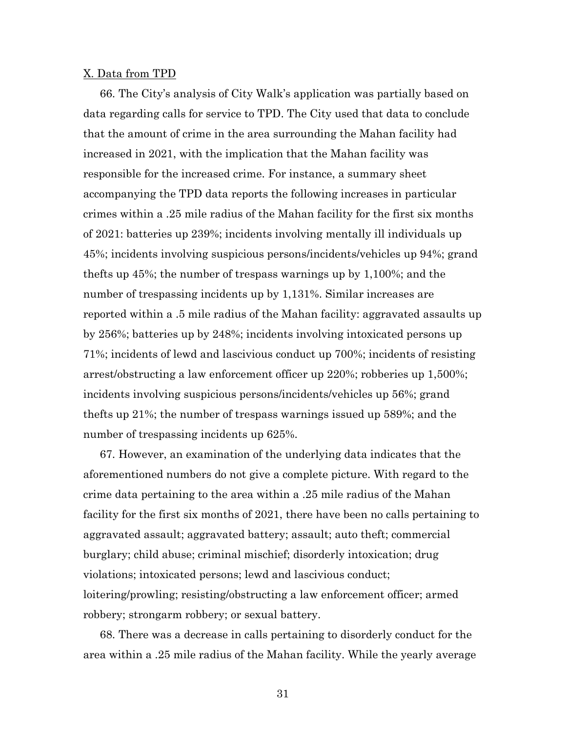X. Data from TPD

66. The City's analysis of City Walk's application was partially based on data regarding calls for service to TPD. The City used that data to conclude that the amount of crime in the area surrounding the Mahan facility had increased in 2021, with the implication that the Mahan facility was responsible for the increased crime. For instance, a summary sheet accompanying the TPD data reports the following increases in particular crimes within a .25 mile radius of the Mahan facility for the first six months of 2021: batteries up 239%; incidents involving mentally ill individuals up 45%; incidents involving suspicious persons/incidents/vehicles up 94%; grand thefts up 45%; the number of trespass warnings up by 1,100%; and the number of trespassing incidents up by 1,131%. Similar increases are reported within a .5 mile radius of the Mahan facility: aggravated assaults up by 256%; batteries up by 248%; incidents involving intoxicated persons up 71%; incidents of lewd and lascivious conduct up 700%; incidents of resisting arrest/obstructing a law enforcement officer up 220%; robberies up 1,500%; incidents involving suspicious persons/incidents/vehicles up 56%; grand thefts up 21%; the number of trespass warnings issued up 589%; and the number of trespassing incidents up 625%.

67. However, an examination of the underlying data indicates that the aforementioned numbers do not give a complete picture. With regard to the crime data pertaining to the area within a .25 mile radius of the Mahan facility for the first six months of 2021, there have been no calls pertaining to aggravated assault; aggravated battery; assault; auto theft; commercial burglary; child abuse; criminal mischief; disorderly intoxication; drug violations; intoxicated persons; lewd and lascivious conduct; loitering/prowling; resisting/obstructing a law enforcement officer; armed robbery; strongarm robbery; or sexual battery.

68. There was a decrease in calls pertaining to disorderly conduct for the area within a .25 mile radius of the Mahan facility. While the yearly average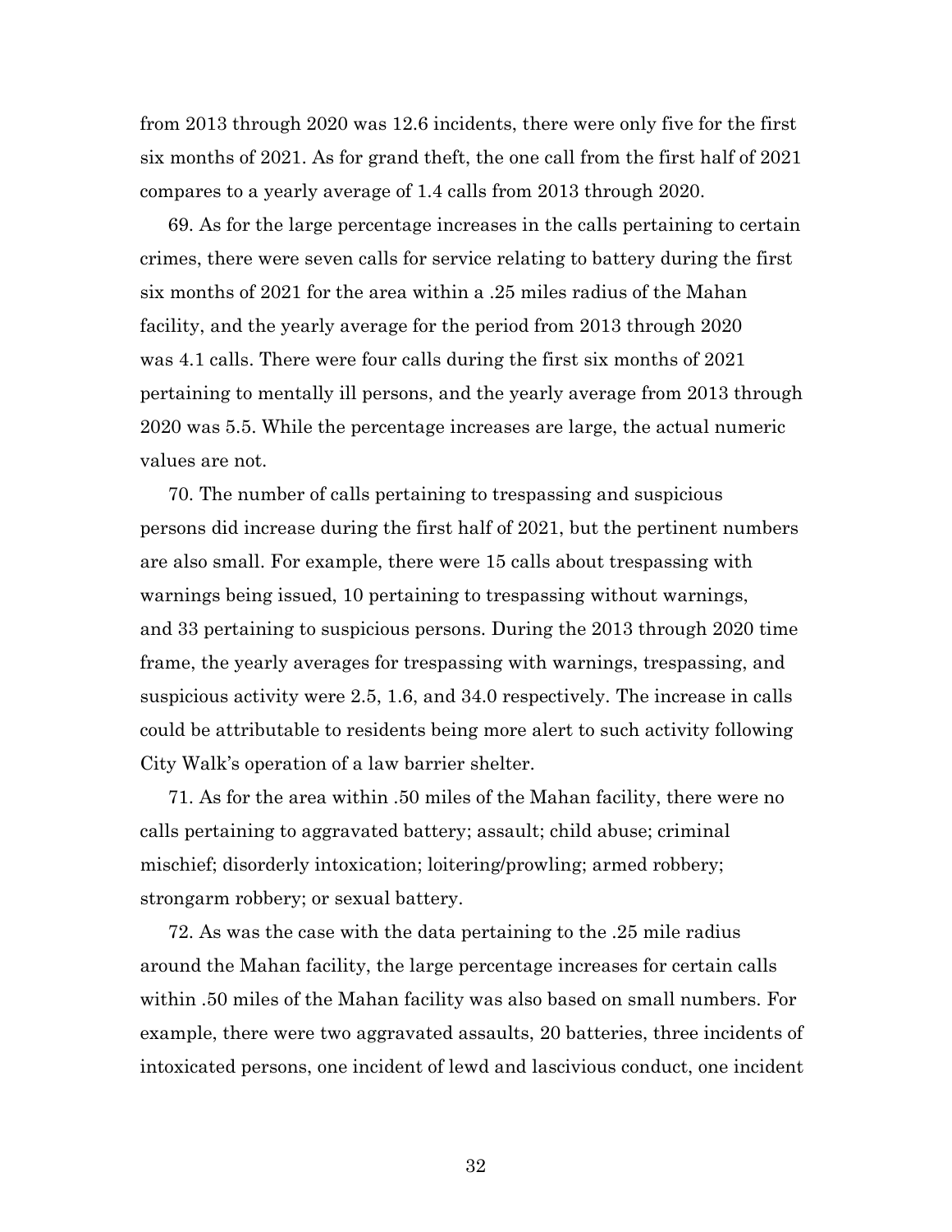from 2013 through 2020 was 12.6 incidents, there were only five for the first six months of 2021. As for grand theft, the one call from the first half of 2021 compares to a yearly average of 1.4 calls from 2013 through 2020.

69. As for the large percentage increases in the calls pertaining to certain crimes, there were seven calls for service relating to battery during the first six months of 2021 for the area within a .25 miles radius of the Mahan facility, and the yearly average for the period from 2013 through 2020 was 4.1 calls. There were four calls during the first six months of 2021 pertaining to mentally ill persons, and the yearly average from 2013 through 2020 was 5.5. While the percentage increases are large, the actual numeric values are not.

70. The number of calls pertaining to trespassing and suspicious persons did increase during the first half of 2021, but the pertinent numbers are also small. For example, there were 15 calls about trespassing with warnings being issued, 10 pertaining to trespassing without warnings, and 33 pertaining to suspicious persons. During the 2013 through 2020 time frame, the yearly averages for trespassing with warnings, trespassing, and suspicious activity were 2.5, 1.6, and 34.0 respectively. The increase in calls could be attributable to residents being more alert to such activity following City Walk's operation of a law barrier shelter.

71. As for the area within .50 miles of the Mahan facility, there were no calls pertaining to aggravated battery; assault; child abuse; criminal mischief; disorderly intoxication; loitering/prowling; armed robbery; strongarm robbery; or sexual battery.

72. As was the case with the data pertaining to the .25 mile radius around the Mahan facility, the large percentage increases for certain calls within .50 miles of the Mahan facility was also based on small numbers. For example, there were two aggravated assaults, 20 batteries, three incidents of intoxicated persons, one incident of lewd and lascivious conduct, one incident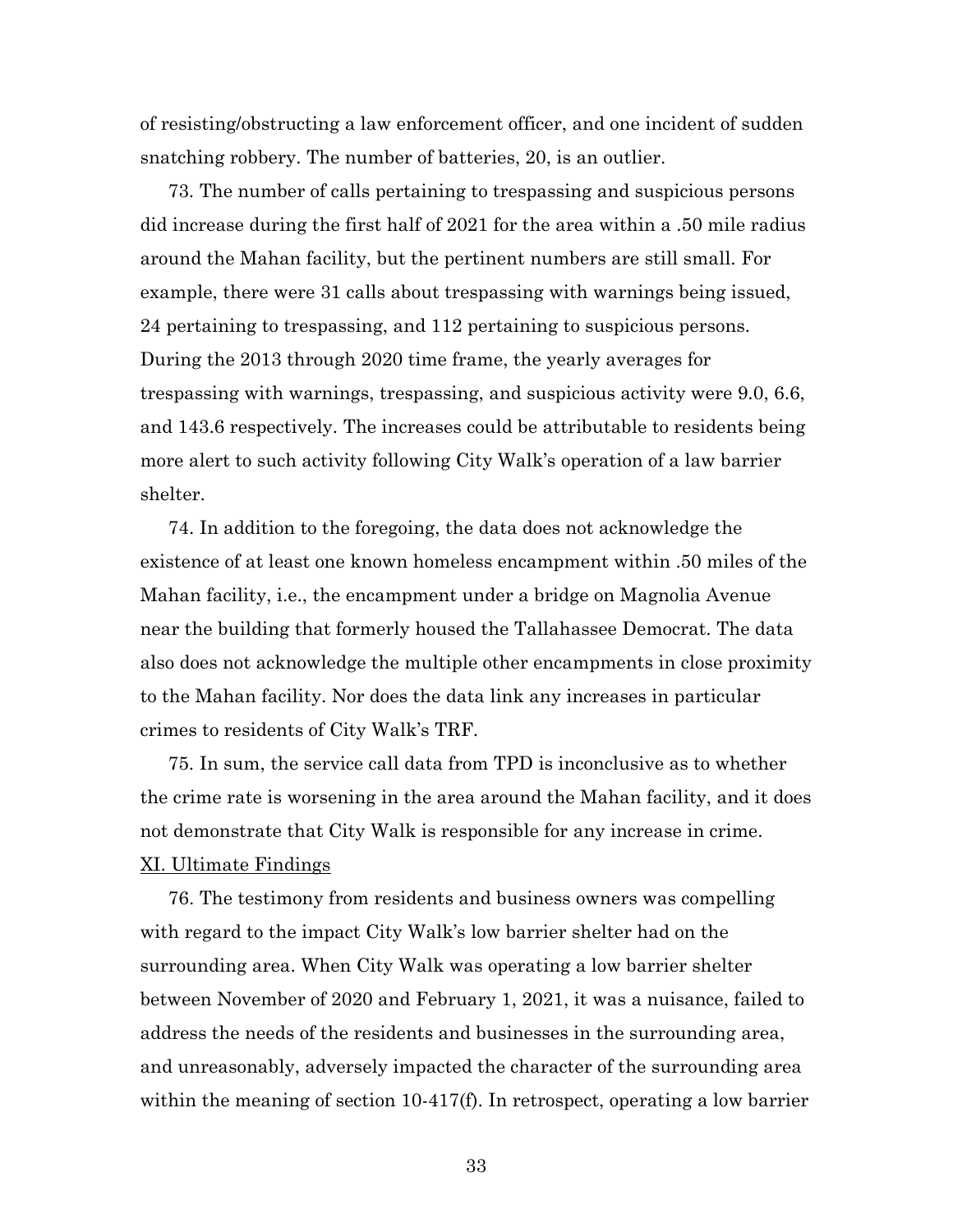of resisting/obstructing a law enforcement officer, and one incident of sudden snatching robbery. The number of batteries, 20, is an outlier.

73. The number of calls pertaining to trespassing and suspicious persons did increase during the first half of 2021 for the area within a .50 mile radius around the Mahan facility, but the pertinent numbers are still small. For example, there were 31 calls about trespassing with warnings being issued, 24 pertaining to trespassing, and 112 pertaining to suspicious persons. During the 2013 through 2020 time frame, the yearly averages for trespassing with warnings, trespassing, and suspicious activity were 9.0, 6.6, and 143.6 respectively. The increases could be attributable to residents being more alert to such activity following City Walk's operation of a law barrier shelter.

74. In addition to the foregoing, the data does not acknowledge the existence of at least one known homeless encampment within .50 miles of the Mahan facility, i.e., the encampment under a bridge on Magnolia Avenue near the building that formerly housed the Tallahassee Democrat. The data also does not acknowledge the multiple other encampments in close proximity to the Mahan facility. Nor does the data link any increases in particular crimes to residents of City Walk's TRF.

75. In sum, the service call data from TPD is inconclusive as to whether the crime rate is worsening in the area around the Mahan facility, and it does not demonstrate that City Walk is responsible for any increase in crime.

## XI. Ultimate Findings

76. The testimony from residents and business owners was compelling with regard to the impact City Walk's low barrier shelter had on the surrounding area. When City Walk was operating a low barrier shelter between November of 2020 and February 1, 2021, it was a nuisance, failed to address the needs of the residents and businesses in the surrounding area, and unreasonably, adversely impacted the character of the surrounding area within the meaning of section 10-417(f). In retrospect, operating a low barrier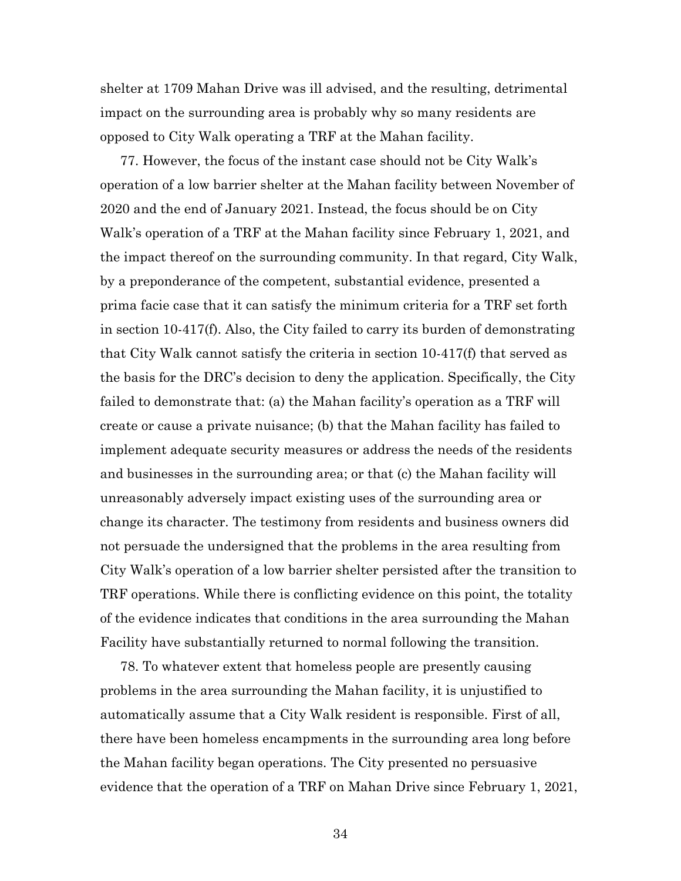shelter at 1709 Mahan Drive was ill advised, and the resulting, detrimental impact on the surrounding area is probably why so many residents are opposed to City Walk operating a TRF at the Mahan facility.

77. However, the focus of the instant case should not be City Walk's operation of a low barrier shelter at the Mahan facility between November of 2020 and the end of January 2021. Instead, the focus should be on City Walk's operation of a TRF at the Mahan facility since February 1, 2021, and the impact thereof on the surrounding community. In that regard, City Walk, by a preponderance of the competent, substantial evidence, presented a prima facie case that it can satisfy the minimum criteria for a TRF set forth in section 10-417(f). Also, the City failed to carry its burden of demonstrating that City Walk cannot satisfy the criteria in section 10-417(f) that served as the basis for the DRC's decision to deny the application. Specifically, the City failed to demonstrate that: (a) the Mahan facility's operation as a TRF will create or cause a private nuisance; (b) that the Mahan facility has failed to implement adequate security measures or address the needs of the residents and businesses in the surrounding area; or that (c) the Mahan facility will unreasonably adversely impact existing uses of the surrounding area or change its character. The testimony from residents and business owners did not persuade the undersigned that the problems in the area resulting from City Walk's operation of a low barrier shelter persisted after the transition to TRF operations. While there is conflicting evidence on this point, the totality of the evidence indicates that conditions in the area surrounding the Mahan Facility have substantially returned to normal following the transition.

78. To whatever extent that homeless people are presently causing problems in the area surrounding the Mahan facility, it is unjustified to automatically assume that a City Walk resident is responsible. First of all, there have been homeless encampments in the surrounding area long before the Mahan facility began operations. The City presented no persuasive evidence that the operation of a TRF on Mahan Drive since February 1, 2021,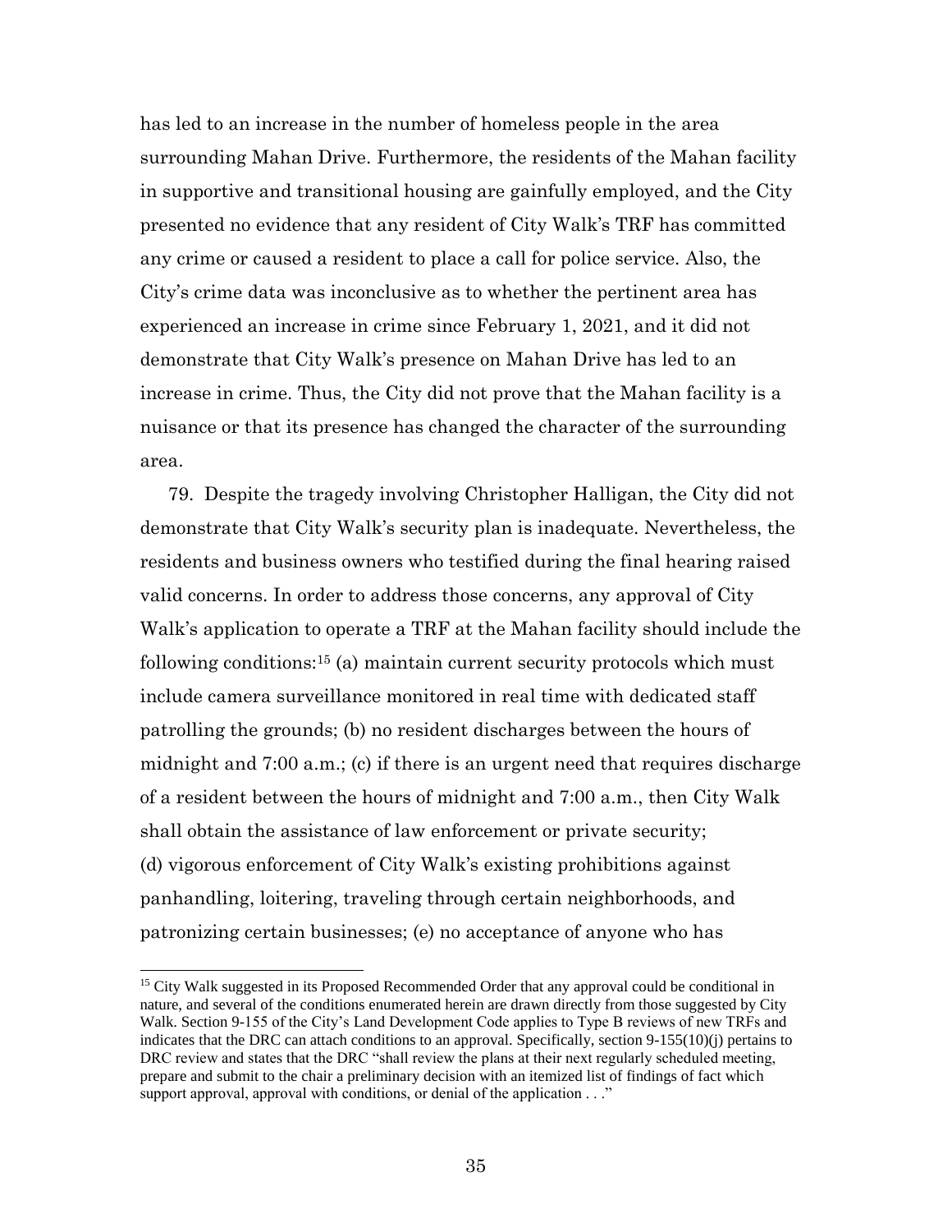has led to an increase in the number of homeless people in the area surrounding Mahan Drive. Furthermore, the residents of the Mahan facility in supportive and transitional housing are gainfully employed, and the City presented no evidence that any resident of City Walk's TRF has committed any crime or caused a resident to place a call for police service. Also, the City's crime data was inconclusive as to whether the pertinent area has experienced an increase in crime since February 1, 2021, and it did not demonstrate that City Walk's presence on Mahan Drive has led to an increase in crime. Thus, the City did not prove that the Mahan facility is a nuisance or that its presence has changed the character of the surrounding area.

79. Despite the tragedy involving Christopher Halligan, the City did not demonstrate that City Walk's security plan is inadequate. Nevertheless, the residents and business owners who testified during the final hearing raised valid concerns. In order to address those concerns, any approval of City Walk's application to operate a TRF at the Mahan facility should include the following conditions:[15] (a) maintain current security protocols which must include camera surveillance monitored in real time with dedicated staff patrolling the grounds; (b) no resident discharges between the hours of midnight and 7:00 a.m.; (c) if there is an urgent need that requires discharge of a resident between the hours of midnight and 7:00 a.m., then City Walk shall obtain the assistance of law enforcement or private security; (d) vigorous enforcement of City Walk's existing prohibitions against panhandling, loitering, traveling through certain neighborhoods, and patronizing certain businesses; (e) no acceptance of anyone who has

---

[15] City Walk suggested in its Proposed Recommended Order that any approval could be conditional in nature, and several of the conditions enumerated herein are drawn directly from those suggested by City Walk. Section 9-155 of the City's Land Development Code applies to Type B reviews of new TRFs and indicates that the DRC can attach conditions to an approval. Specifically, section 9-155(10)(j) pertains to DRC review and states that the DRC "shall review the plans at their next regularly scheduled meeting, prepare and submit to the chair a preliminary decision with an itemized list of findings of fact which support approval, approval with conditions, or denial of the application . . ."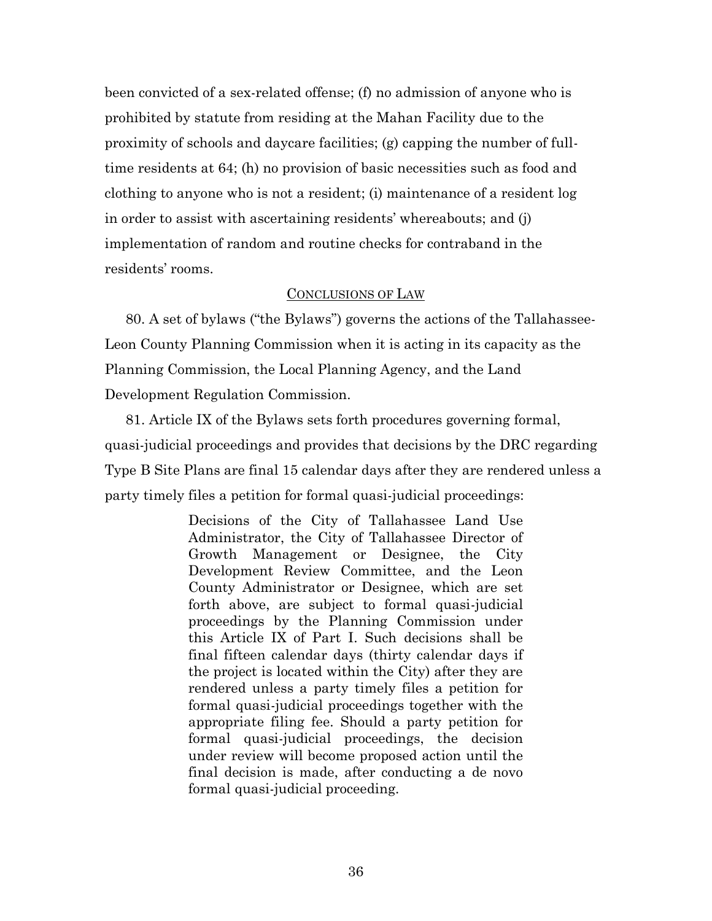been convicted of a sex-related offense; (f) no admission of anyone who is prohibited by statute from residing at the Mahan Facility due to the proximity of schools and daycare facilities; (g) capping the number of full-time residents at 64; (h) no provision of basic necessities such as food and clothing to anyone who is not a resident; (i) maintenance of a resident log in order to assist with ascertaining residents' whereabouts; and (j) implementation of random and routine checks for contraband in the residents' rooms.

## CONCLUSIONS OF LAW

80. A set of bylaws ("the Bylaws") governs the actions of the Tallahassee-Leon County Planning Commission when it is acting in its capacity as the Planning Commission, the Local Planning Agency, and the Land Development Regulation Commission.

81. Article IX of the Bylaws sets forth procedures governing formal, quasi-judicial proceedings and provides that decisions by the DRC regarding Type B Site Plans are final 15 calendar days after they are rendered unless a party timely files a petition for formal quasi-judicial proceedings:

> Decisions of the City of Tallahassee Land Use Administrator, the City of Tallahassee Director of Growth Management or Designee, the City Development Review Committee, and the Leon County Administrator or Designee, which are set forth above, are subject to formal quasi-judicial proceedings by the Planning Commission under this Article IX of Part I. Such decisions shall be final fifteen calendar days (thirty calendar days if the project is located within the City) after they are rendered unless a party timely files a petition for formal quasi-judicial proceedings together with the appropriate filing fee. Should a party petition for formal quasi-judicial proceedings, the decision under review will become proposed action until the final decision is made, after conducting a de novo formal quasi-judicial proceeding.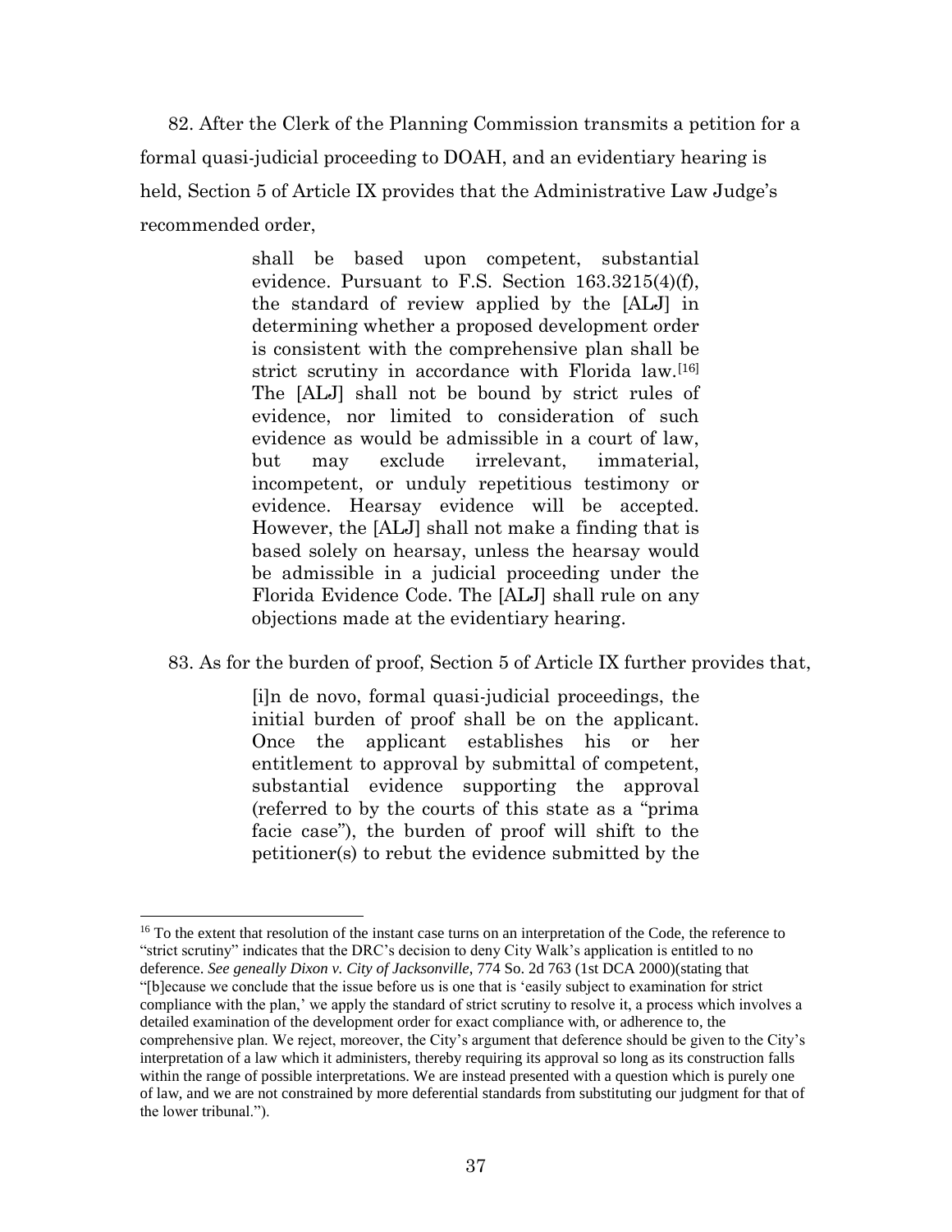82. After the Clerk of the Planning Commission transmits a petition for a formal quasi-judicial proceeding to DOAH, and an evidentiary hearing is held, Section 5 of Article IX provides that the Administrative Law Judge's recommended order,

> shall be based upon competent, substantial evidence. Pursuant to F.S. Section 163.3215(4)(f), the standard of review applied by the [ALJ] in determining whether a proposed development order is consistent with the comprehensive plan shall be strict scrutiny in accordance with Florida law.[16] The [ALJ] shall not be bound by strict rules of evidence, nor limited to consideration of such evidence as would be admissible in a court of law, but may exclude irrelevant, immaterial, incompetent, or unduly repetitious testimony or evidence. Hearsay evidence will be accepted. However, the [ALJ] shall not make a finding that is based solely on hearsay, unless the hearsay would be admissible in a judicial proceeding under the Florida Evidence Code. The [ALJ] shall rule on any objections made at the evidentiary hearing.

83. As for the burden of proof, Section 5 of Article IX further provides that,

> [i]n de novo, formal quasi-judicial proceedings, the initial burden of proof shall be on the applicant. Once the applicant establishes his or her entitlement to approval by submittal of competent, substantial evidence supporting the approval (referred to by the courts of this state as a "prima facie case"), the burden of proof will shift to the petitioner(s) to rebut the evidence submitted by the

---

[16] To the extent that resolution of the instant case turns on an interpretation of the Code, the reference to "strict scrutiny" indicates that the DRC's decision to deny City Walk's application is entitled to no deference. *See geneally Dixon v. City of Jacksonville*, 774 So. 2d 763 (1st DCA 2000)(stating that "[b]ecause we conclude that the issue before us is one that is 'easily subject to examination for strict compliance with the plan,' we apply the standard of strict scrutiny to resolve it, a process which involves a detailed examination of the development order for exact compliance with, or adherence to, the comprehensive plan. We reject, moreover, the City's argument that deference should be given to the City's interpretation of a law which it administers, thereby requiring its approval so long as its construction falls within the range of possible interpretations. We are instead presented with a question which is purely one of law, and we are not constrained by more deferential standards from substituting our judgment for that of the lower tribunal.").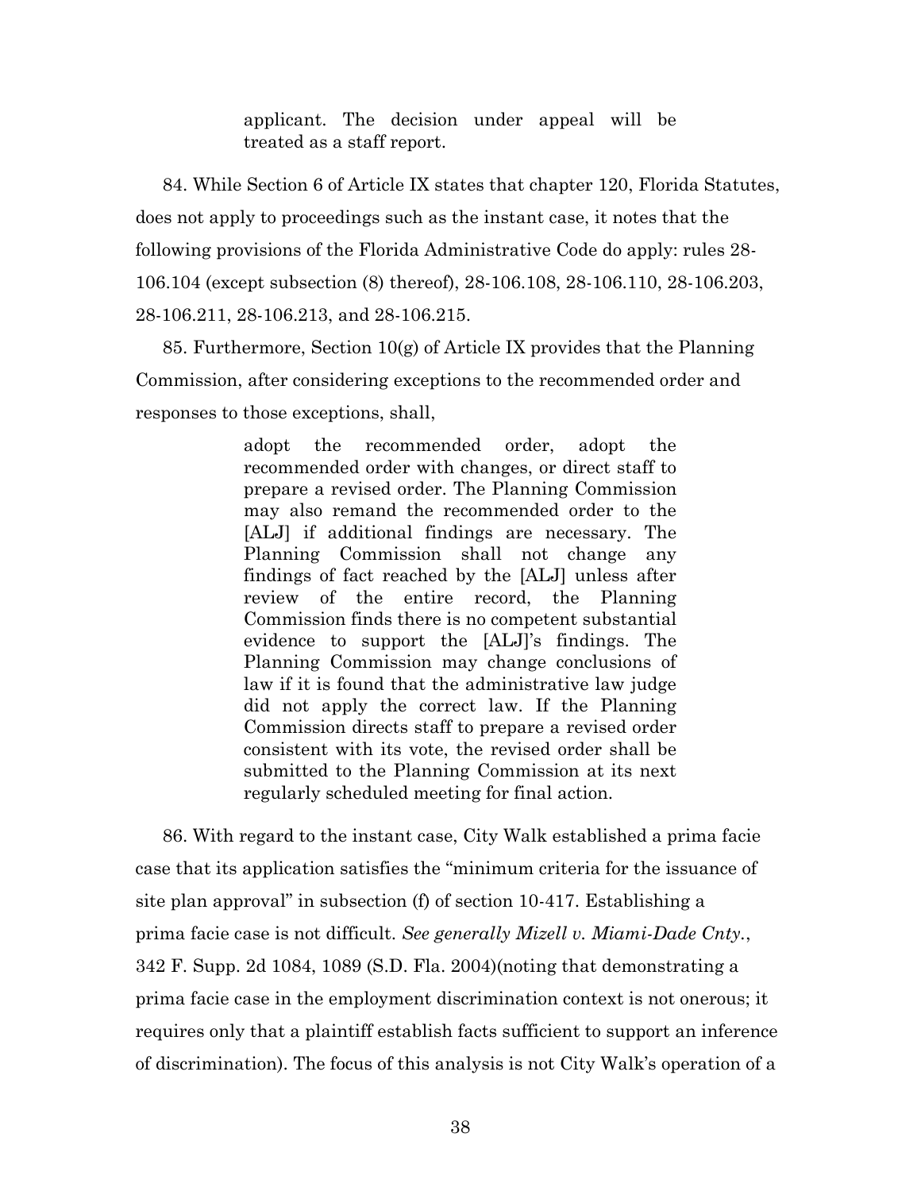> applicant. The decision under appeal will be treated as a staff report.

84. While Section 6 of Article IX states that chapter 120, Florida Statutes, does not apply to proceedings such as the instant case, it notes that the following provisions of the Florida Administrative Code do apply: rules 28-106.104 (except subsection (8) thereof), 28-106.108, 28-106.110, 28-106.203, 28-106.211, 28-106.213, and 28-106.215.

85. Furthermore, Section 10(g) of Article IX provides that the Planning Commission, after considering exceptions to the recommended order and responses to those exceptions, shall,

> adopt the recommended order, adopt the recommended order with changes, or direct staff to prepare a revised order. The Planning Commission may also remand the recommended order to the [ALJ] if additional findings are necessary. The Planning Commission shall not change any findings of fact reached by the [ALJ] unless after review of the entire record, the Planning Commission finds there is no competent substantial evidence to support the [ALJ]'s findings. The Planning Commission may change conclusions of law if it is found that the administrative law judge did not apply the correct law. If the Planning Commission directs staff to prepare a revised order consistent with its vote, the revised order shall be submitted to the Planning Commission at its next regularly scheduled meeting for final action.

86. With regard to the instant case, City Walk established a prima facie case that its application satisfies the "minimum criteria for the issuance of site plan approval" in subsection (f) of section 10-417. Establishing a prima facie case is not difficult. *See generally Mizell v. Miami-Dade Cnty.*, 342 F. Supp. 2d 1084, 1089 (S.D. Fla. 2004)(noting that demonstrating a prima facie case in the employment discrimination context is not onerous; it requires only that a plaintiff establish facts sufficient to support an inference of discrimination). The focus of this analysis is not City Walk's operation of a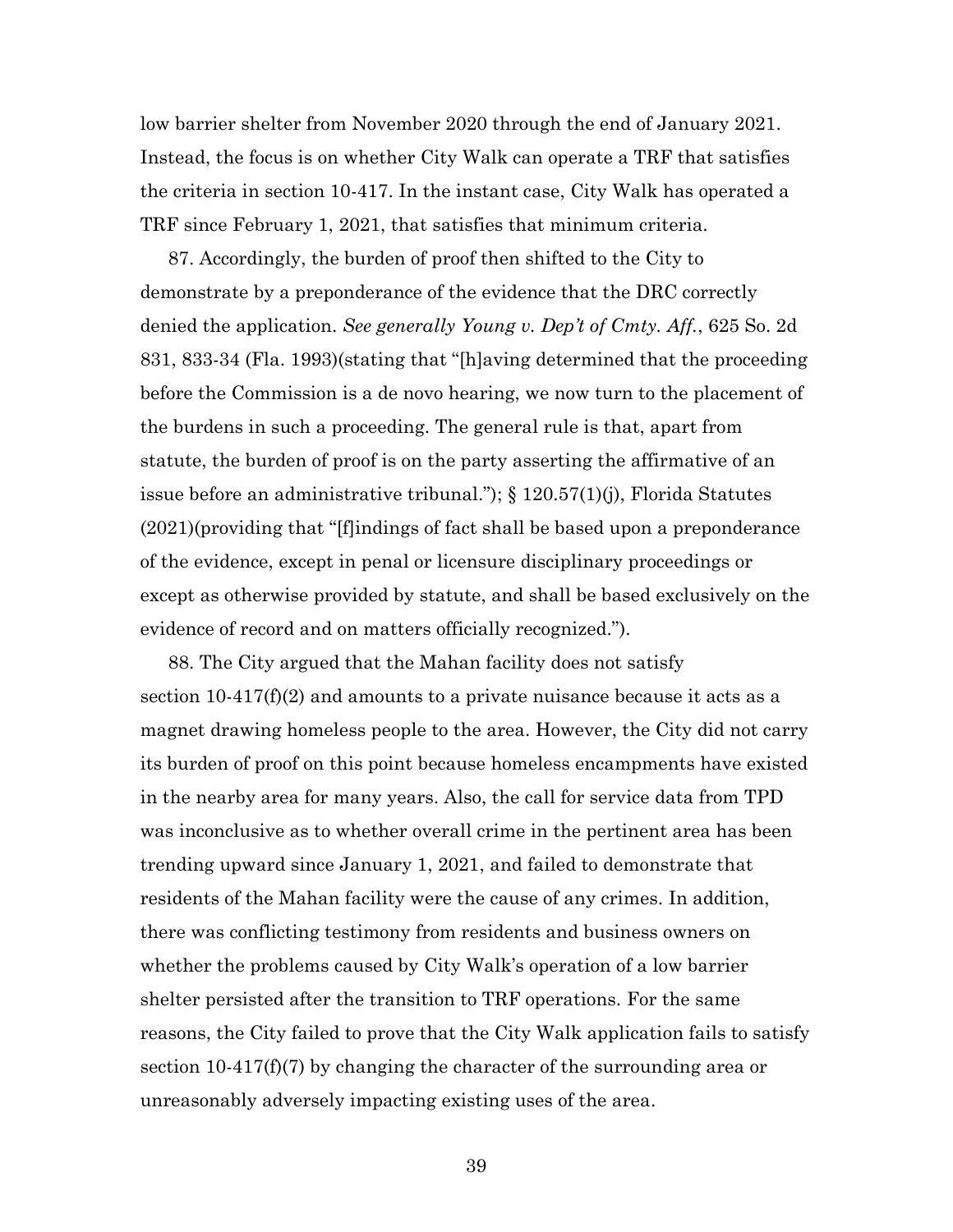low barrier shelter from November 2020 through the end of January 2021. Instead, the focus is on whether City Walk can operate a TRF that satisfies the criteria in section 10-417. In the instant case, City Walk has operated a TRF since February 1, 2021, that satisfies that minimum criteria.

87. Accordingly, the burden of proof then shifted to the City to demonstrate by a preponderance of the evidence that the DRC correctly denied the application. *See generally Young v. Dep't of Cmty. Aff.*, 625 So. 2d 831, 833-34 (Fla. 1993)(stating that "[h]aving determined that the proceeding before the Commission is a de novo hearing, we now turn to the placement of the burdens in such a proceeding. The general rule is that, apart from statute, the burden of proof is on the party asserting the affirmative of an issue before an administrative tribunal."); § 120.57(1)(j), Florida Statutes (2021)(providing that "[f]indings of fact shall be based upon a preponderance of the evidence, except in penal or licensure disciplinary proceedings or except as otherwise provided by statute, and shall be based exclusively on the evidence of record and on matters officially recognized.").

88. The City argued that the Mahan facility does not satisfy section 10-417(f)(2) and amounts to a private nuisance because it acts as a magnet drawing homeless people to the area. However, the City did not carry its burden of proof on this point because homeless encampments have existed in the nearby area for many years. Also, the call for service data from TPD was inconclusive as to whether overall crime in the pertinent area has been trending upward since January 1, 2021, and failed to demonstrate that residents of the Mahan facility were the cause of any crimes. In addition, there was conflicting testimony from residents and business owners on whether the problems caused by City Walk's operation of a low barrier shelter persisted after the transition to TRF operations. For the same reasons, the City failed to prove that the City Walk application fails to satisfy section 10-417(f)(7) by changing the character of the surrounding area or unreasonably adversely impacting existing uses of the area.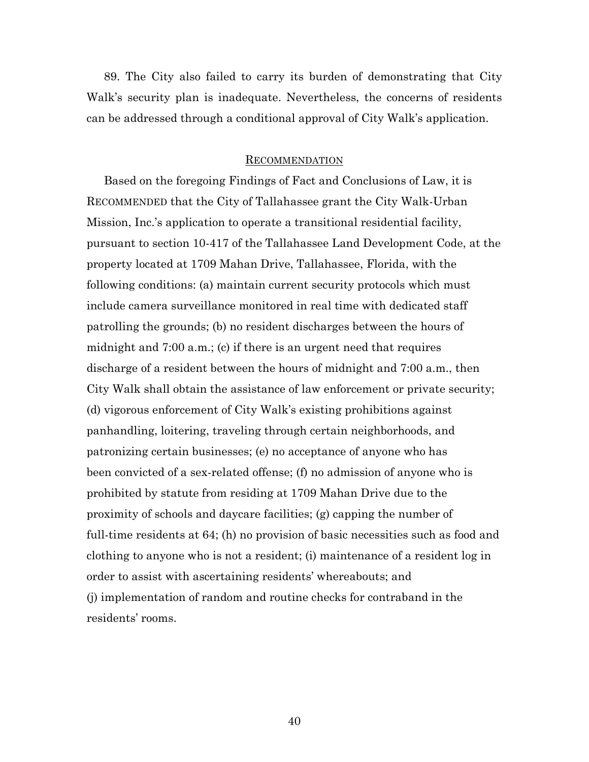89. The City also failed to carry its burden of demonstrating that City Walk's security plan is inadequate. Nevertheless, the concerns of residents can be addressed through a conditional approval of City Walk's application.

## RECOMMENDATION

Based on the foregoing Findings of Fact and Conclusions of Law, it is RECOMMENDED that the City of Tallahassee grant the City Walk-Urban Mission, Inc.'s application to operate a transitional residential facility, pursuant to section 10-417 of the Tallahassee Land Development Code, at the property located at 1709 Mahan Drive, Tallahassee, Florida, with the following conditions: (a) maintain current security protocols which must include camera surveillance monitored in real time with dedicated staff patrolling the grounds; (b) no resident discharges between the hours of midnight and 7:00 a.m.; (c) if there is an urgent need that requires discharge of a resident between the hours of midnight and 7:00 a.m., then City Walk shall obtain the assistance of law enforcement or private security; (d) vigorous enforcement of City Walk's existing prohibitions against panhandling, loitering, traveling through certain neighborhoods, and patronizing certain businesses; (e) no acceptance of anyone who has been convicted of a sex-related offense; (f) no admission of anyone who is prohibited by statute from residing at 1709 Mahan Drive due to the proximity of schools and daycare facilities; (g) capping the number of full-time residents at 64; (h) no provision of basic necessities such as food and clothing to anyone who is not a resident; (i) maintenance of a resident log in order to assist with ascertaining residents' whereabouts; and (j) implementation of random and routine checks for contraband in the residents' rooms.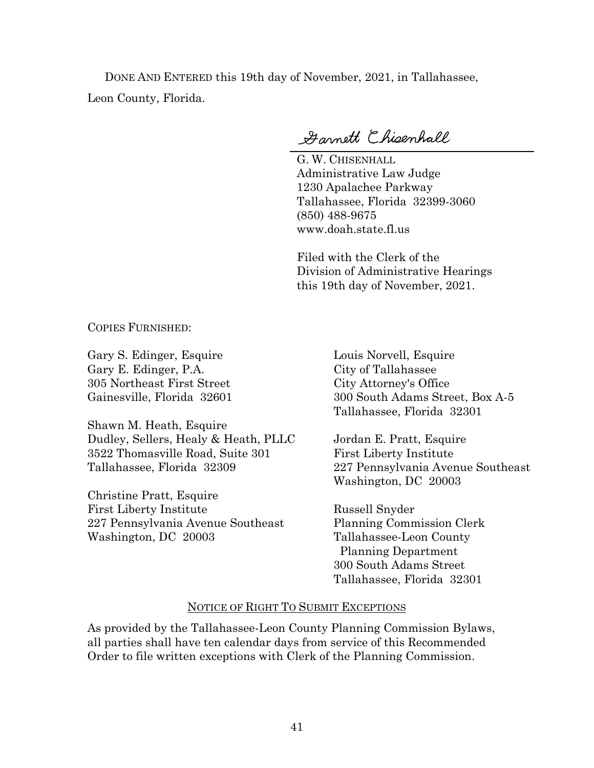DONE AND ENTERED this 19th day of November, 2021, in Tallahassee, Leon County, Florida.

Garnett Chisenhall

G. W. CHISENHALL
Administrative Law Judge
1230 Apalachee Parkway
Tallahassee, Florida 32399-3060
(850) 488-9675
www.doah.state.fl.us

Filed with the Clerk of the
Division of Administrative Hearings
this 19th day of November, 2021.

COPIES FURNISHED:

Gary S. Edinger, Esquire
Gary E. Edinger, P.A.
305 Northeast First Street
Gainesville, Florida 32601

Shawn M. Heath, Esquire
Dudley, Sellers, Healy & Heath, PLLC
3522 Thomasville Road, Suite 301
Tallahassee, Florida 32309

Christine Pratt, Esquire
First Liberty Institute
227 Pennsylvania Avenue Southeast
Washington, DC 20003

Louis Norvell, Esquire
City of Tallahassee
City Attorney's Office
300 South Adams Street, Box A-5
Tallahassee, Florida 32301

Jordan E. Pratt, Esquire
First Liberty Institute
227 Pennsylvania Avenue Southeast
Washington, DC 20003

Russell Snyder
Planning Commission Clerk
Tallahassee-Leon County
Planning Department
300 South Adams Street
Tallahassee, Florida 32301

## NOTICE OF RIGHT TO SUBMIT EXCEPTIONS

As provided by the Tallahassee-Leon County Planning Commission Bylaws, all parties shall have ten calendar days from service of this Recommended Order to file written exceptions with Clerk of the Planning Commission.